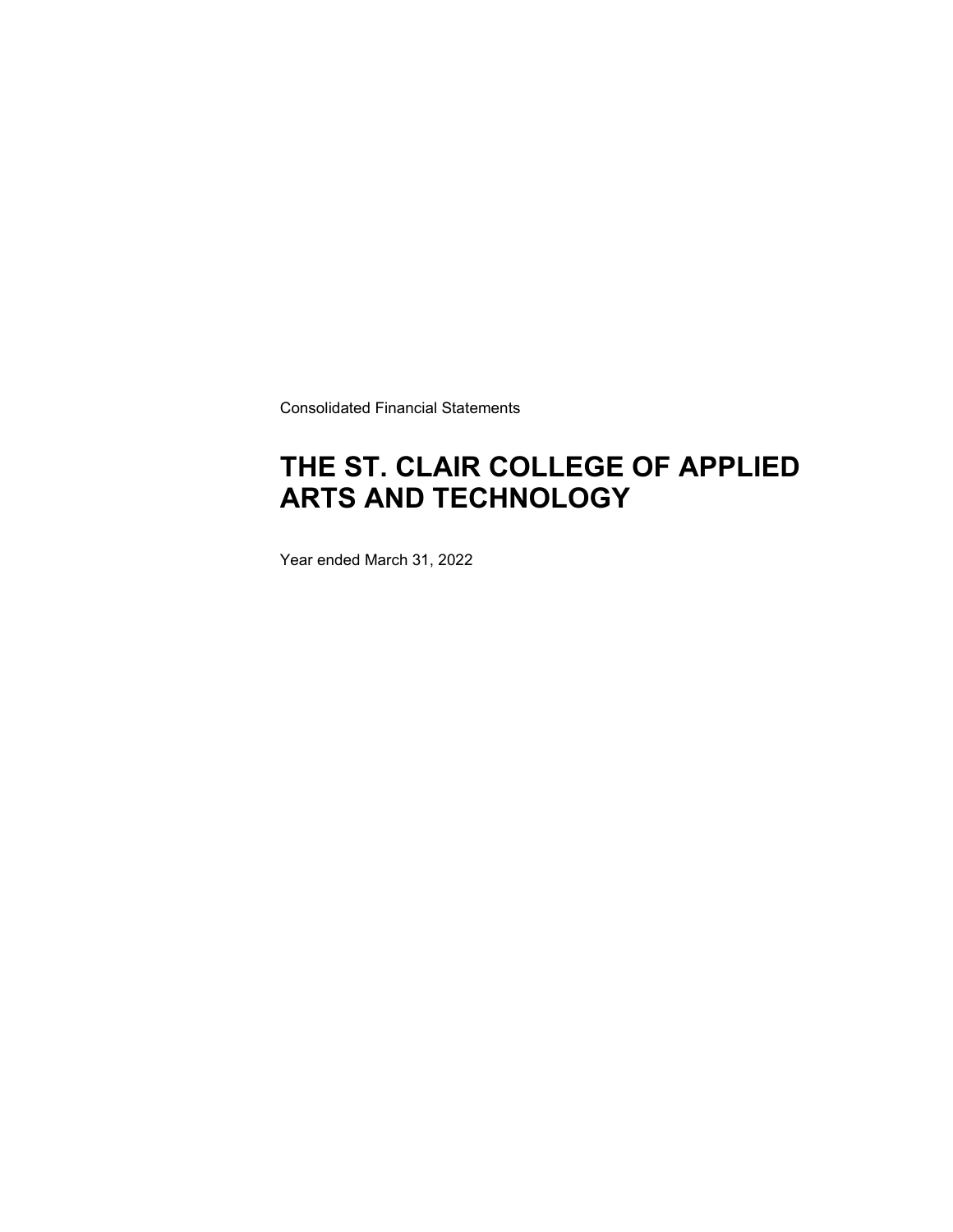Consolidated Financial Statements

# THE ST. CLAIR COLLEGE OF APPLIED ARTS AND TECHNOLOGY

Year ended March 31, 2022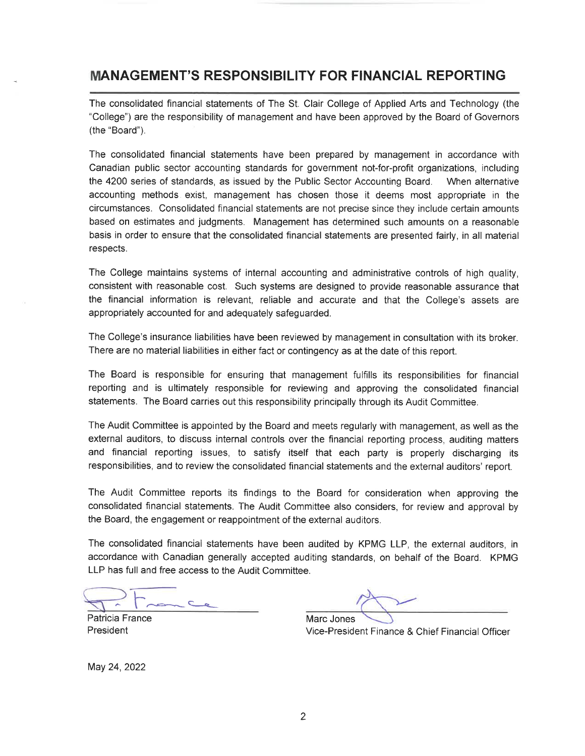# MANAGEMENT'S RESPONSIBILITY FOR FINANCIAL REPORTING

The consolidated financial statements of The St. Clair College of Applied Arts and Technology (the "College") are the responsibility of management and have been approved by the Board of Governors (the "Board").

The consolidated financial statements have been prepared by management in accordance with Canadian public sector accounting standards for government not-for-profit organizations, including the 4200 series of standards, as issued by the Public Sector Accounting Board. When alternative accounting methods exist, management has chosen those it deems most appropriate in the circumstances. Consolidated financial statements are not precise since they include certain amounts based on estimates and judgments. Management has determined such amounts on a reasonable basis in order to ensure that the consolidated financial statements are presented fairly, in all material respects.

The College maintains systems of internal accounting and administrative controls of high quality, consistent with reasonable cost. Such systems are designed to provide reasonable assurance that the financial information is relevant, reliable and accurate and that the College's assets are appropriately accounted for and adequately safeguarded.

The College's insurance liabilities have been reviewed by management in consultation with its broker. There are no material liabilities in either fact or contingency as at the date of this report.

The Board is responsible for ensuring that management fulfills its responsibilities for financial reporting and is ultimately responsible for reviewing and approving the consolidated financial statements. The Board carries out this responsibility principally through its Audit Committee.

The Audit Committee is appointed by the Board and meets regularly with management, as well as the external auditors, to discuss internal controls over the financial reporting process, auditing matters and financial reporting issues, to satisfy itself that each party is properly discharging its responsibilities, and to review the consolidated financial statements and the external auditors' report.

The Audit Committee reports its findings to the Board for consideration when approving the consolidated financial statements. The Audit Committee also considers, for review and approval by the Board, the engagement or reappointment of the external auditors.

The consolidated financial statements have been audited by KPMG LLP, the external auditors, in accordance with Canadian generally accepted auditing standards, on behalf of the Board. KPMG LLP has full and free access to the Audit Committee.

Patricia France
President

Marc Jones
Vice-President Finance & Chief Financial Officer

May 24, 2022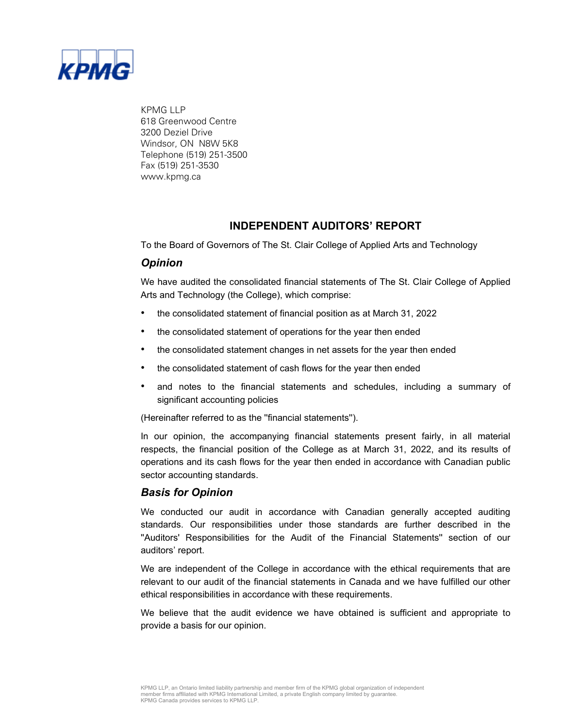KPMG LLP
618 Greenwood Centre
3200 Deziel Drive
Windsor, ON N8W 5K8
Telephone (519) 251-3500
Fax (519) 251-3530
www.kpmg.ca

## INDEPENDENT AUDITORS' REPORT

To the Board of Governors of The St. Clair College of Applied Arts and Technology

### *Opinion*

We have audited the consolidated financial statements of The St. Clair College of Applied Arts and Technology (the College), which comprise:

- the consolidated statement of financial position as at March 31, 2022
- the consolidated statement of operations for the year then ended
- the consolidated statement changes in net assets for the year then ended
- the consolidated statement of cash flows for the year then ended
- and notes to the financial statements and schedules, including a summary of significant accounting policies

(Hereinafter referred to as the "financial statements").

In our opinion, the accompanying financial statements present fairly, in all material respects, the financial position of the College as at March 31, 2022, and its results of operations and its cash flows for the year then ended in accordance with Canadian public sector accounting standards.

### *Basis for Opinion*

We conducted our audit in accordance with Canadian generally accepted auditing standards. Our responsibilities under those standards are further described in the "Auditors' Responsibilities for the Audit of the Financial Statements" section of our auditors' report.

We are independent of the College in accordance with the ethical requirements that are relevant to our audit of the financial statements in Canada and we have fulfilled our other ethical responsibilities in accordance with these requirements.

We believe that the audit evidence we have obtained is sufficient and appropriate to provide a basis for our opinion.

KPMG LLP, an Ontario limited liability partnership and member firm of the KPMG global organization of independent member firms affiliated with KPMG International Limited, a private English company limited by guarantee. KPMG Canada provides services to KPMG LLP.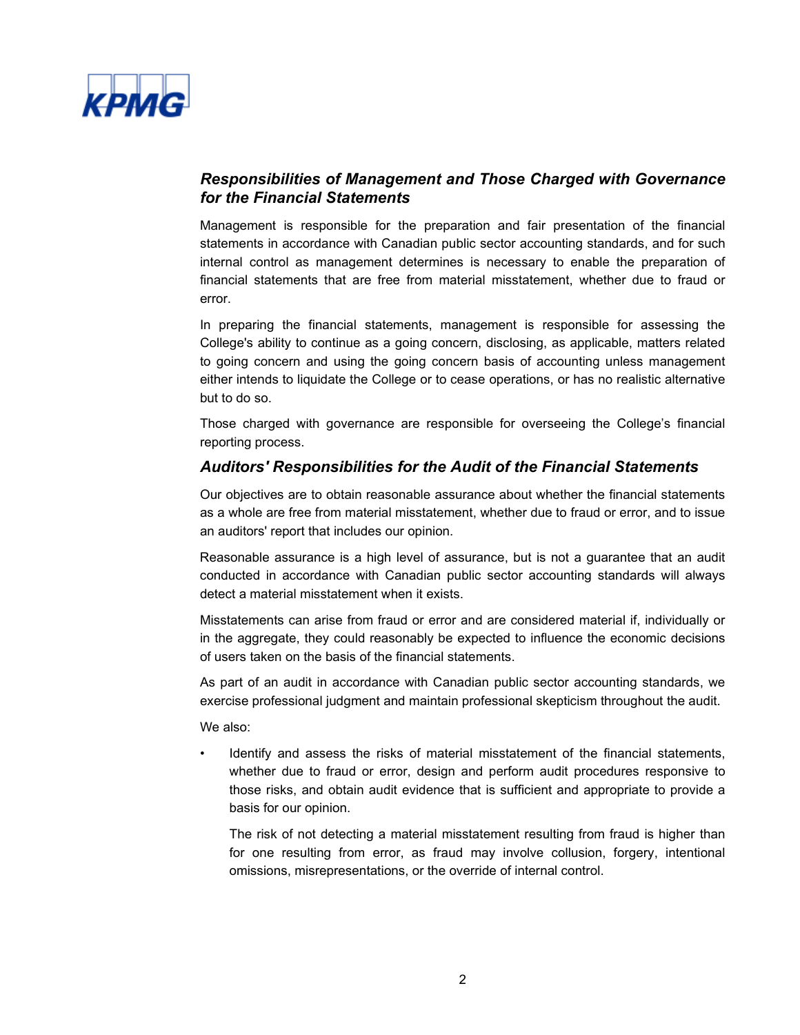### *Responsibilities of Management and Those Charged with Governance for the Financial Statements*

Management is responsible for the preparation and fair presentation of the financial statements in accordance with Canadian public sector accounting standards, and for such internal control as management determines is necessary to enable the preparation of financial statements that are free from material misstatement, whether due to fraud or error.

In preparing the financial statements, management is responsible for assessing the College's ability to continue as a going concern, disclosing, as applicable, matters related to going concern and using the going concern basis of accounting unless management either intends to liquidate the College or to cease operations, or has no realistic alternative but to do so.

Those charged with governance are responsible for overseeing the College's financial reporting process.

### *Auditors' Responsibilities for the Audit of the Financial Statements*

Our objectives are to obtain reasonable assurance about whether the financial statements as a whole are free from material misstatement, whether due to fraud or error, and to issue an auditors' report that includes our opinion.

Reasonable assurance is a high level of assurance, but is not a guarantee that an audit conducted in accordance with Canadian public sector accounting standards will always detect a material misstatement when it exists.

Misstatements can arise from fraud or error and are considered material if, individually or in the aggregate, they could reasonably be expected to influence the economic decisions of users taken on the basis of the financial statements.

As part of an audit in accordance with Canadian public sector accounting standards, we exercise professional judgment and maintain professional skepticism throughout the audit.

We also:

- Identify and assess the risks of material misstatement of the financial statements, whether due to fraud or error, design and perform audit procedures responsive to those risks, and obtain audit evidence that is sufficient and appropriate to provide a basis for our opinion.

  The risk of not detecting a material misstatement resulting from fraud is higher than for one resulting from error, as fraud may involve collusion, forgery, intentional omissions, misrepresentations, or the override of internal control.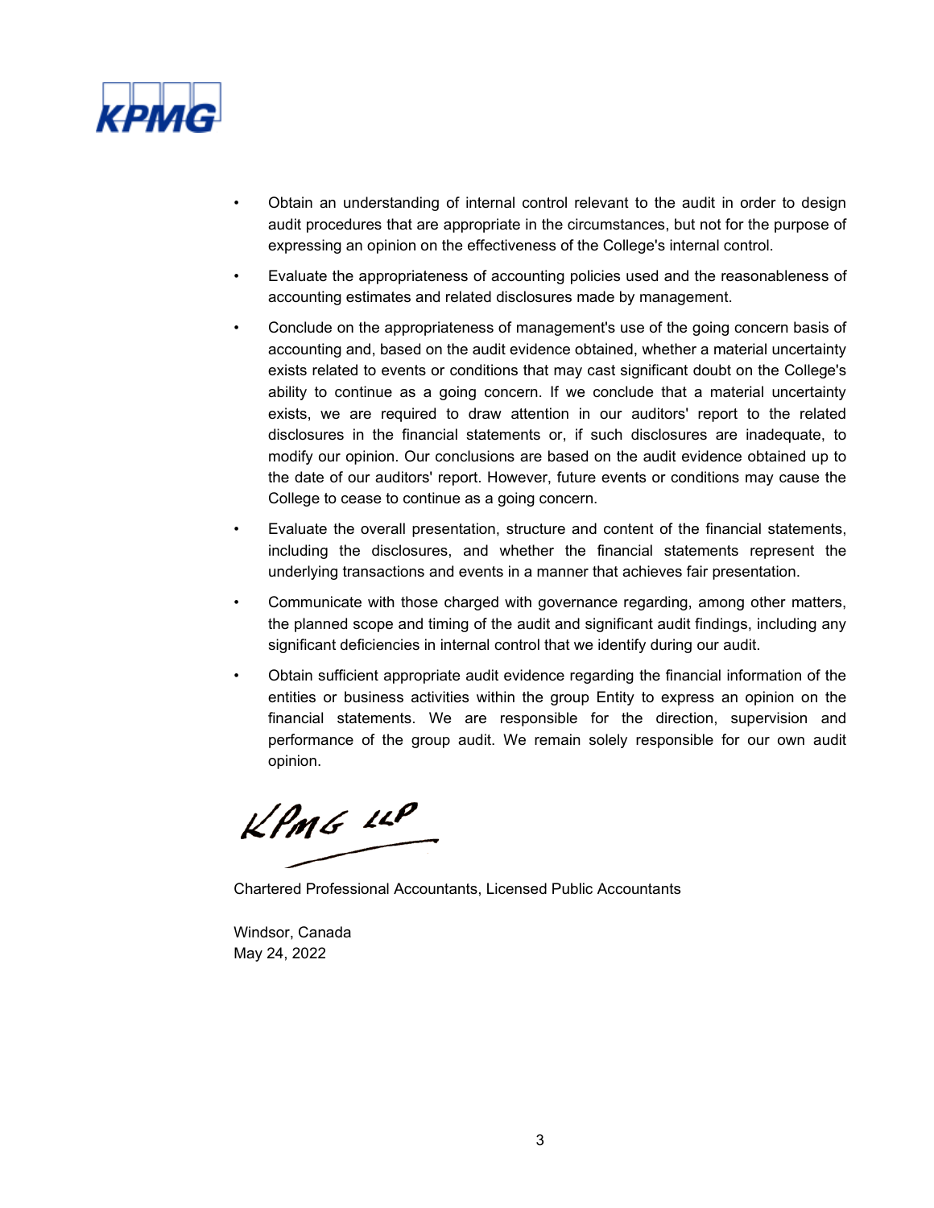- Obtain an understanding of internal control relevant to the audit in order to design audit procedures that are appropriate in the circumstances, but not for the purpose of expressing an opinion on the effectiveness of the College's internal control.
- Evaluate the appropriateness of accounting policies used and the reasonableness of accounting estimates and related disclosures made by management.
- Conclude on the appropriateness of management's use of the going concern basis of accounting and, based on the audit evidence obtained, whether a material uncertainty exists related to events or conditions that may cast significant doubt on the College's ability to continue as a going concern. If we conclude that a material uncertainty exists, we are required to draw attention in our auditors' report to the related disclosures in the financial statements or, if such disclosures are inadequate, to modify our opinion. Our conclusions are based on the audit evidence obtained up to the date of our auditors' report. However, future events or conditions may cause the College to cease to continue as a going concern.
- Evaluate the overall presentation, structure and content of the financial statements, including the disclosures, and whether the financial statements represent the underlying transactions and events in a manner that achieves fair presentation.
- Communicate with those charged with governance regarding, among other matters, the planned scope and timing of the audit and significant audit findings, including any significant deficiencies in internal control that we identify during our audit.
- Obtain sufficient appropriate audit evidence regarding the financial information of the entities or business activities within the group Entity to express an opinion on the financial statements. We are responsible for the direction, supervision and performance of the group audit. We remain solely responsible for our own audit opinion.

KPMG LLP

Chartered Professional Accountants, Licensed Public Accountants

Windsor, Canada
May 24, 2022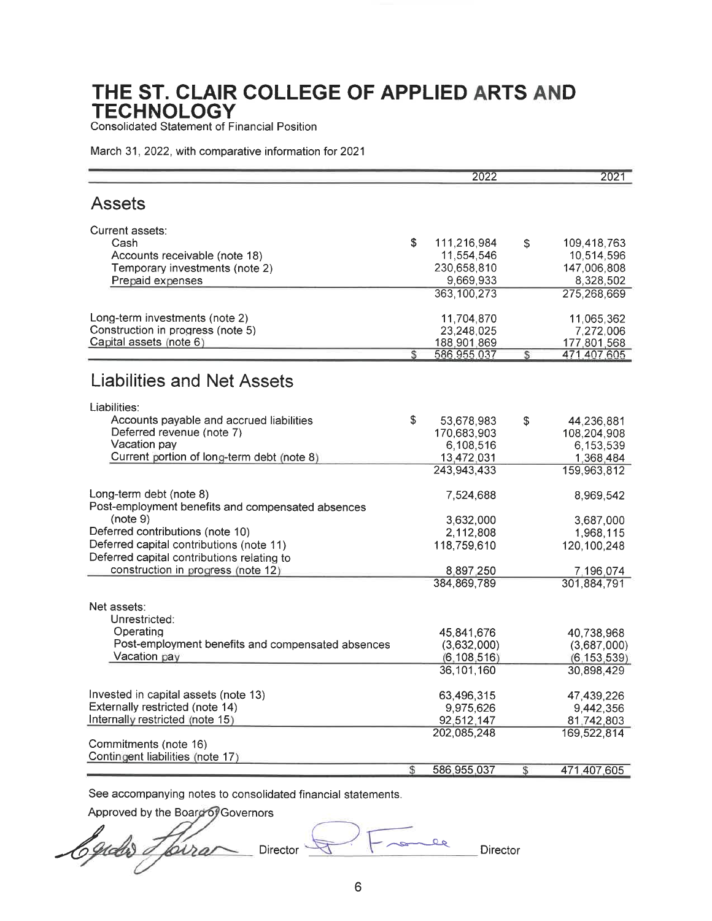# THE ST. CLAIR COLLEGE OF APPLIED ARTS AND TECHNOLOGY

Consolidated Statement of Financial Position

March 31, 2022, with comparative information for 2021

| | 2022 | 2021 |
|---|---|---|
| **Assets** | | |
| Current assets: | | |
| Cash | $ 111,216,984 | $ 109,418,763 |
| Accounts receivable (note 18) | 11,554,546 | 10,514,596 |
| Temporary investments (note 2) | 230,658,810 | 147,006,808 |
| Prepaid expenses | 9,669,933 | 8,328,502 |
| | 363,100,273 | 275,268,669 |
| Long-term investments (note 2) | 11,704,870 | 11,065,362 |
| Construction in progress (note 5) | 23,248,025 | 7,272,006 |
| Capital assets (note 6) | 188,901,869 | 177,801,568 |
| | $ 586,955,037 | $ 471,407,605 |
| **Liabilities and Net Assets** | | |
| Liabilities: | | |
| Accounts payable and accrued liabilities | $ 53,678,983 | $ 44,236,881 |
| Deferred revenue (note 7) | 170,683,903 | 108,204,908 |
| Vacation pay | 6,108,516 | 6,153,539 |
| Current portion of long-term debt (note 8) | 13,472,031 | 1,368,484 |
| | 243,943,433 | 159,963,812 |
| Long-term debt (note 8) | 7,524,688 | 8,969,542 |
| Post-employment benefits and compensated absences (note 9) | 3,632,000 | 3,687,000 |
| Deferred contributions (note 10) | 2,112,808 | 1,968,115 |
| Deferred capital contributions (note 11) | 118,759,610 | 120,100,248 |
| Deferred capital contributions relating to construction in progress (note 12) | 8,897,250 | 7,196,074 |
| | 384,869,789 | 301,884,791 |
| Net assets: | | |
| Unrestricted: | | |
| Operating | 45,841,676 | 40,738,968 |
| Post-employment benefits and compensated absences | (3,632,000) | (3,687,000) |
| Vacation pay | (6,108,516) | (6,153,539) |
| | 36,101,160 | 30,898,429 |
| Invested in capital assets (note 13) | 63,496,315 | 47,439,226 |
| Externally restricted (note 14) | 9,975,626 | 9,442,356 |
| Internally restricted (note 15) | 92,512,147 | 81,742,803 |
| | 202,085,248 | 169,522,814 |
| Commitments (note 16) | | |
| Contingent liabilities (note 17) | | |
| | $ 586,955,037 | $ 471,407,605 |

See accompanying notes to consolidated financial statements.

Approved by the Board of Governors

_______________ Director _______________ Director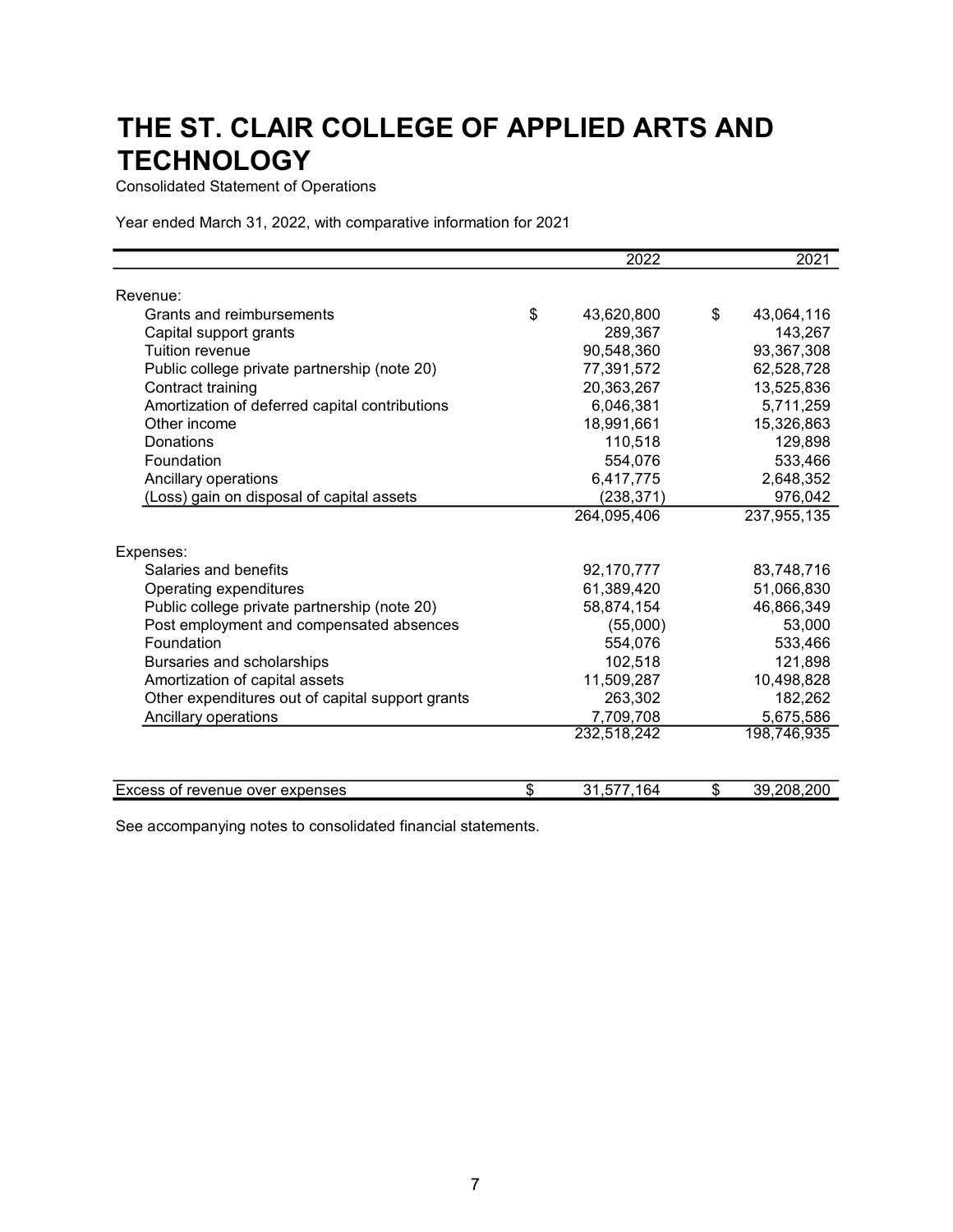# THE ST. CLAIR COLLEGE OF APPLIED ARTS AND TECHNOLOGY

Consolidated Statement of Operations

Year ended March 31, 2022, with comparative information for 2021

| | 2022 | 2021 |
|---|---|---|
| Revenue: | | |
| Grants and reimbursements | $ 43,620,800 | $ 43,064,116 |
| Capital support grants | 289,367 | 143,267 |
| Tuition revenue | 90,548,360 | 93,367,308 |
| Public college private partnership (note 20) | 77,391,572 | 62,528,728 |
| Contract training | 20,363,267 | 13,525,836 |
| Amortization of deferred capital contributions | 6,046,381 | 5,711,259 |
| Other income | 18,991,661 | 15,326,863 |
| Donations | 110,518 | 129,898 |
| Foundation | 554,076 | 533,466 |
| Ancillary operations | 6,417,775 | 2,648,352 |
| (Loss) gain on disposal of capital assets | (238,371) | 976,042 |
| | 264,095,406 | 237,955,135 |
| Expenses: | | |
| Salaries and benefits | 92,170,777 | 83,748,716 |
| Operating expenditures | 61,389,420 | 51,066,830 |
| Public college private partnership (note 20) | 58,874,154 | 46,866,349 |
| Post employment and compensated absences | (55,000) | 53,000 |
| Foundation | 554,076 | 533,466 |
| Bursaries and scholarships | 102,518 | 121,898 |
| Amortization of capital assets | 11,509,287 | 10,498,828 |
| Other expenditures out of capital support grants | 263,302 | 182,262 |
| Ancillary operations | 7,709,708 | 5,675,586 |
| | 232,518,242 | 198,746,935 |
| Excess of revenue over expenses | $ 31,577,164 | $ 39,208,200 |

See accompanying notes to consolidated financial statements.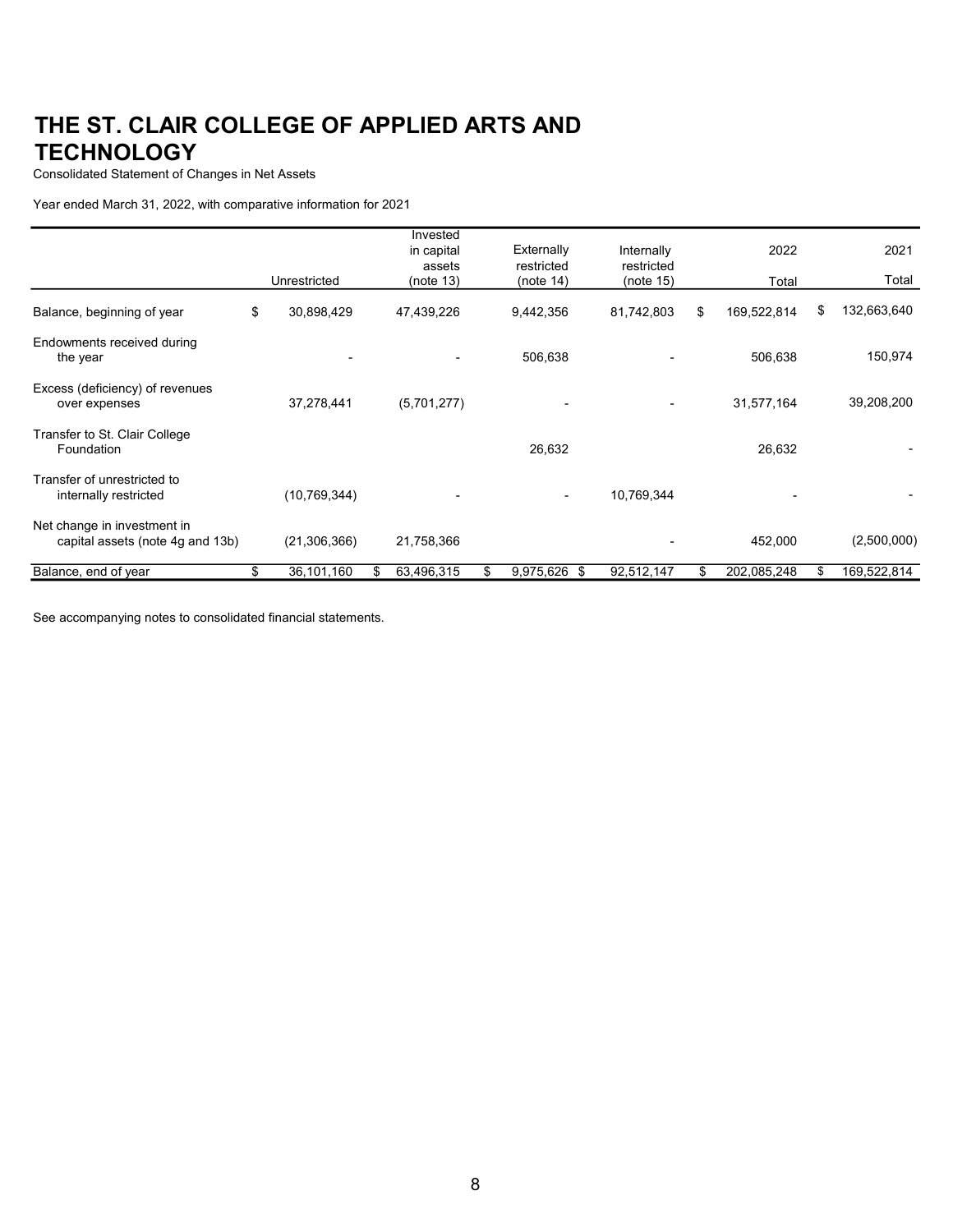# THE ST. CLAIR COLLEGE OF APPLIED ARTS AND TECHNOLOGY

Consolidated Statement of Changes in Net Assets

Year ended March 31, 2022, with comparative information for 2021

| | Unrestricted | Invested in capital assets (note 13) | Externally restricted (note 14) | Internally restricted (note 15) | 2022 Total | 2021 Total |
|---|---|---|---|---|---|---|
| Balance, beginning of year | $ 30,898,429 | 47,439,226 | 9,442,356 | 81,742,803 | $ 169,522,814 | $ 132,663,640 |
| Endowments received during the year | - | - | 506,638 | - | 506,638 | 150,974 |
| Excess (deficiency) of revenues over expenses | 37,278,441 | (5,701,277) | - | - | 31,577,164 | 39,208,200 |
| Transfer to St. Clair College Foundation | | | 26,632 | | 26,632 | - |
| Transfer of unrestricted to internally restricted | (10,769,344) | - | - | 10,769,344 | - | - |
| Net change in investment in capital assets (note 4g and 13b) | (21,306,366) | 21,758,366 | | - | 452,000 | (2,500,000) |
| Balance, end of year | $ 36,101,160 | $ 63,496,315 | $ 9,975,626 | $ 92,512,147 | $ 202,085,248 | $ 169,522,814 |

See accompanying notes to consolidated financial statements.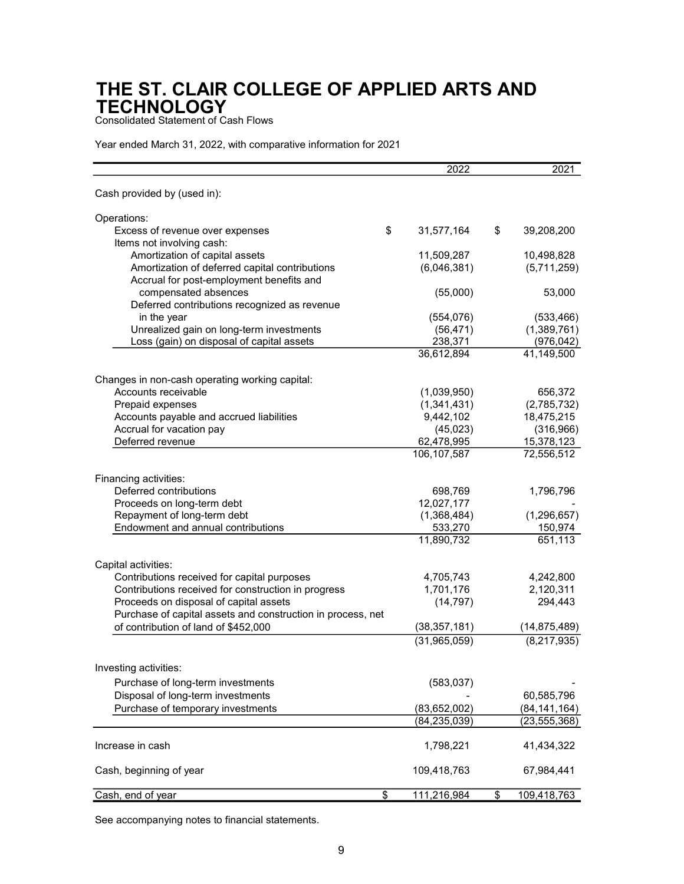# THE ST. CLAIR COLLEGE OF APPLIED ARTS AND TECHNOLOGY

Consolidated Statement of Cash Flows

Year ended March 31, 2022, with comparative information for 2021

| | 2022 | 2021 |
|---|---|---|
| Cash provided by (used in): | | |
| | | |
| Operations: | | |
| Excess of revenue over expenses | $ 31,577,164 | $ 39,208,200 |
| Items not involving cash: | | |
| Amortization of capital assets | 11,509,287 | 10,498,828 |
| Amortization of deferred capital contributions | (6,046,381) | (5,711,259) |
| Accrual for post-employment benefits and compensated absences | (55,000) | 53,000 |
| Deferred contributions recognized as revenue in the year | (554,076) | (533,466) |
| Unrealized gain on long-term investments | (56,471) | (1,389,761) |
| Loss (gain) on disposal of capital assets | 238,371 | (976,042) |
| | 36,612,894 | 41,149,500 |
| | | |
| Changes in non-cash operating working capital: | | |
| Accounts receivable | (1,039,950) | 656,372 |
| Prepaid expenses | (1,341,431) | (2,785,732) |
| Accounts payable and accrued liabilities | 9,442,102 | 18,475,215 |
| Accrual for vacation pay | (45,023) | (316,966) |
| Deferred revenue | 62,478,995 | 15,378,123 |
| | 106,107,587 | 72,556,512 |
| | | |
| Financing activities: | | |
| Deferred contributions | 698,769 | 1,796,796 |
| Proceeds on long-term debt | 12,027,177 | - |
| Repayment of long-term debt | (1,368,484) | (1,296,657) |
| Endowment and annual contributions | 533,270 | 150,974 |
| | 11,890,732 | 651,113 |
| | | |
| Capital activities: | | |
| Contributions received for capital purposes | 4,705,743 | 4,242,800 |
| Contributions received for construction in progress | 1,701,176 | 2,120,311 |
| Proceeds on disposal of capital assets | (14,797) | 294,443 |
| Purchase of capital assets and construction in process, net of contribution of land of $452,000 | (38,357,181) | (14,875,489) |
| | (31,965,059) | (8,217,935) |
| | | |
| Investing activities: | | |
| Purchase of long-term investments | (583,037) | - |
| Disposal of long-term investments | - | 60,585,796 |
| Purchase of temporary investments | (83,652,002) | (84,141,164) |
| | (84,235,039) | (23,555,368) |
| | | |
| Increase in cash | 1,798,221 | 41,434,322 |
| | | |
| Cash, beginning of year | 109,418,763 | 67,984,441 |
| | | |
| Cash, end of year | $ 111,216,984 | $ 109,418,763 |

See accompanying notes to financial statements.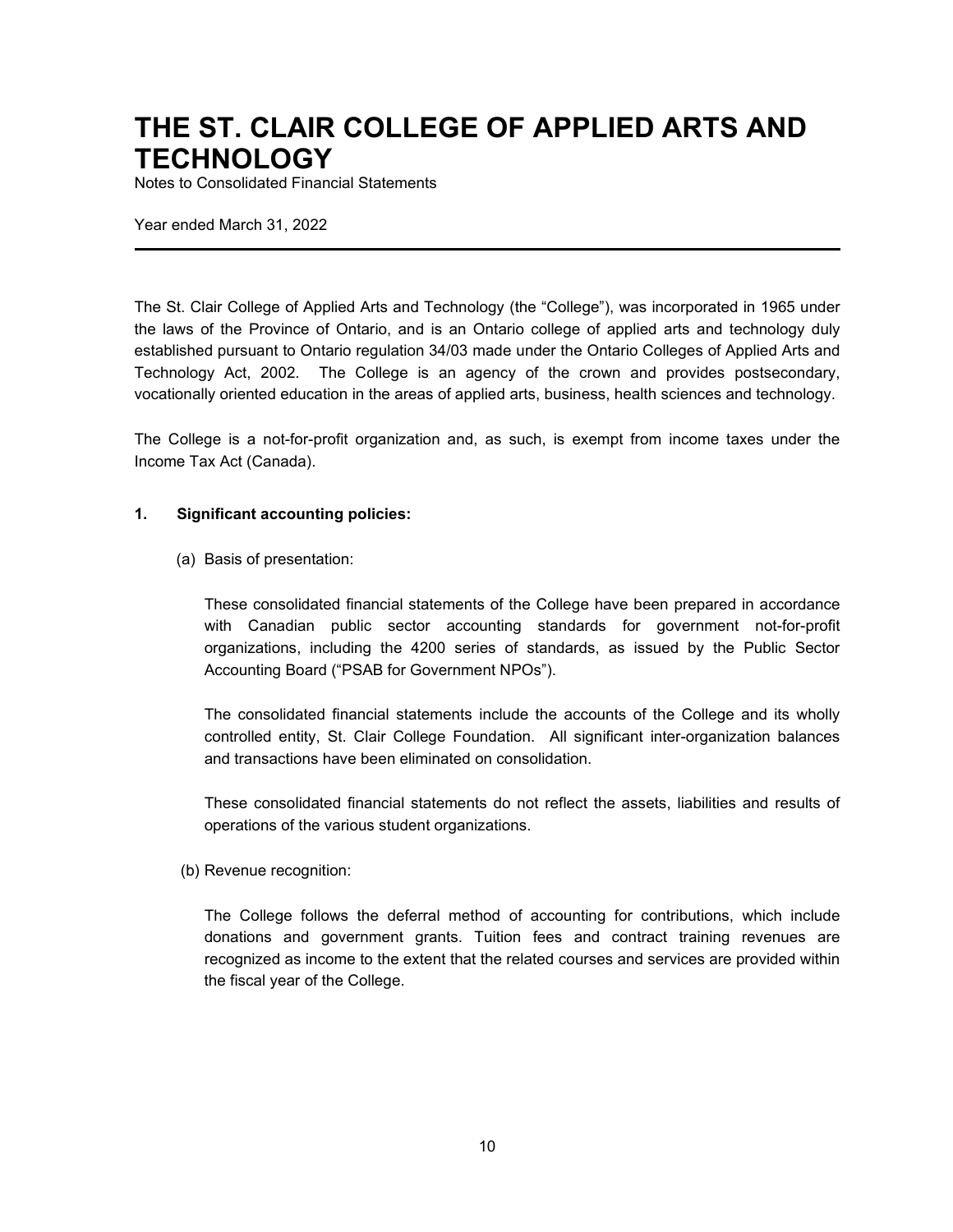# THE ST. CLAIR COLLEGE OF APPLIED ARTS AND TECHNOLOGY

Notes to Consolidated Financial Statements

Year ended March 31, 2022

---

The St. Clair College of Applied Arts and Technology (the "College"), was incorporated in 1965 under the laws of the Province of Ontario, and is an Ontario college of applied arts and technology duly established pursuant to Ontario regulation 34/03 made under the Ontario Colleges of Applied Arts and Technology Act, 2002. The College is an agency of the crown and provides postsecondary, vocationally oriented education in the areas of applied arts, business, health sciences and technology.

The College is a not-for-profit organization and, as such, is exempt from income taxes under the Income Tax Act (Canada).

**1. Significant accounting policies:**

(a) Basis of presentation:

These consolidated financial statements of the College have been prepared in accordance with Canadian public sector accounting standards for government not-for-profit organizations, including the 4200 series of standards, as issued by the Public Sector Accounting Board ("PSAB for Government NPOs").

The consolidated financial statements include the accounts of the College and its wholly controlled entity, St. Clair College Foundation. All significant inter-organization balances and transactions have been eliminated on consolidation.

These consolidated financial statements do not reflect the assets, liabilities and results of operations of the various student organizations.

(b) Revenue recognition:

The College follows the deferral method of accounting for contributions, which include donations and government grants. Tuition fees and contract training revenues are recognized as income to the extent that the related courses and services are provided within the fiscal year of the College.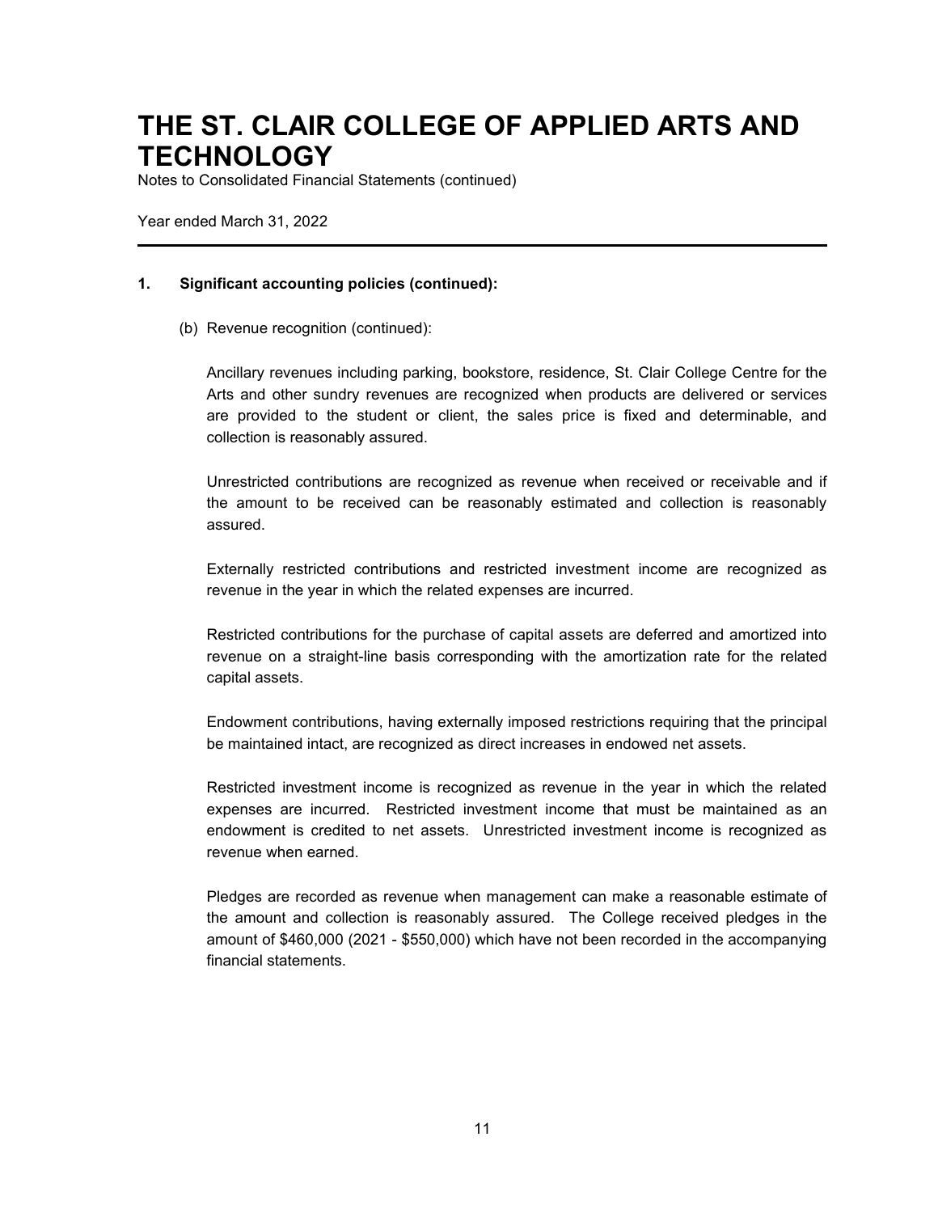# THE ST. CLAIR COLLEGE OF APPLIED ARTS AND TECHNOLOGY

Notes to Consolidated Financial Statements (continued)

Year ended March 31, 2022

---

**1. Significant accounting policies (continued):**

(b) Revenue recognition (continued):

Ancillary revenues including parking, bookstore, residence, St. Clair College Centre for the Arts and other sundry revenues are recognized when products are delivered or services are provided to the student or client, the sales price is fixed and determinable, and collection is reasonably assured.

Unrestricted contributions are recognized as revenue when received or receivable and if the amount to be received can be reasonably estimated and collection is reasonably assured.

Externally restricted contributions and restricted investment income are recognized as revenue in the year in which the related expenses are incurred.

Restricted contributions for the purchase of capital assets are deferred and amortized into revenue on a straight-line basis corresponding with the amortization rate for the related capital assets.

Endowment contributions, having externally imposed restrictions requiring that the principal be maintained intact, are recognized as direct increases in endowed net assets.

Restricted investment income is recognized as revenue in the year in which the related expenses are incurred. Restricted investment income that must be maintained as an endowment is credited to net assets. Unrestricted investment income is recognized as revenue when earned.

Pledges are recorded as revenue when management can make a reasonable estimate of the amount and collection is reasonably assured. The College received pledges in the amount of $460,000 (2021 - $550,000) which have not been recorded in the accompanying financial statements.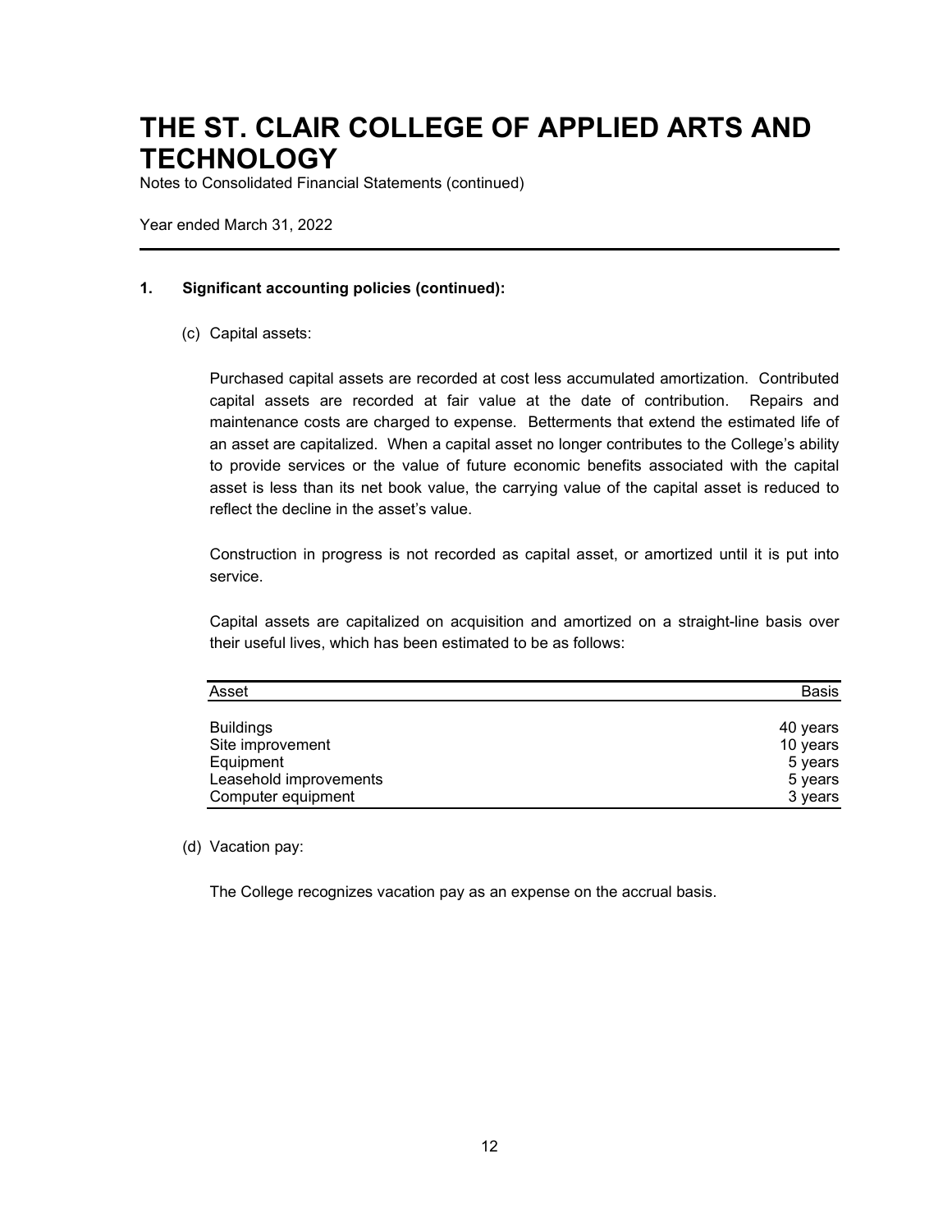# THE ST. CLAIR COLLEGE OF APPLIED ARTS AND TECHNOLOGY

Notes to Consolidated Financial Statements (continued)

Year ended March 31, 2022

## 1. Significant accounting policies (continued):

(c) Capital assets:

Purchased capital assets are recorded at cost less accumulated amortization. Contributed capital assets are recorded at fair value at the date of contribution. Repairs and maintenance costs are charged to expense. Betterments that extend the estimated life of an asset are capitalized. When a capital asset no longer contributes to the College's ability to provide services or the value of future economic benefits associated with the capital asset is less than its net book value, the carrying value of the capital asset is reduced to reflect the decline in the asset's value.

Construction in progress is not recorded as capital asset, or amortized until it is put into service.

Capital assets are capitalized on acquisition and amortized on a straight-line basis over their useful lives, which has been estimated to be as follows:

| Asset | Basis |
|---|---|
| Buildings | 40 years |
| Site improvement | 10 years |
| Equipment | 5 years |
| Leasehold improvements | 5 years |
| Computer equipment | 3 years |

(d) Vacation pay:

The College recognizes vacation pay as an expense on the accrual basis.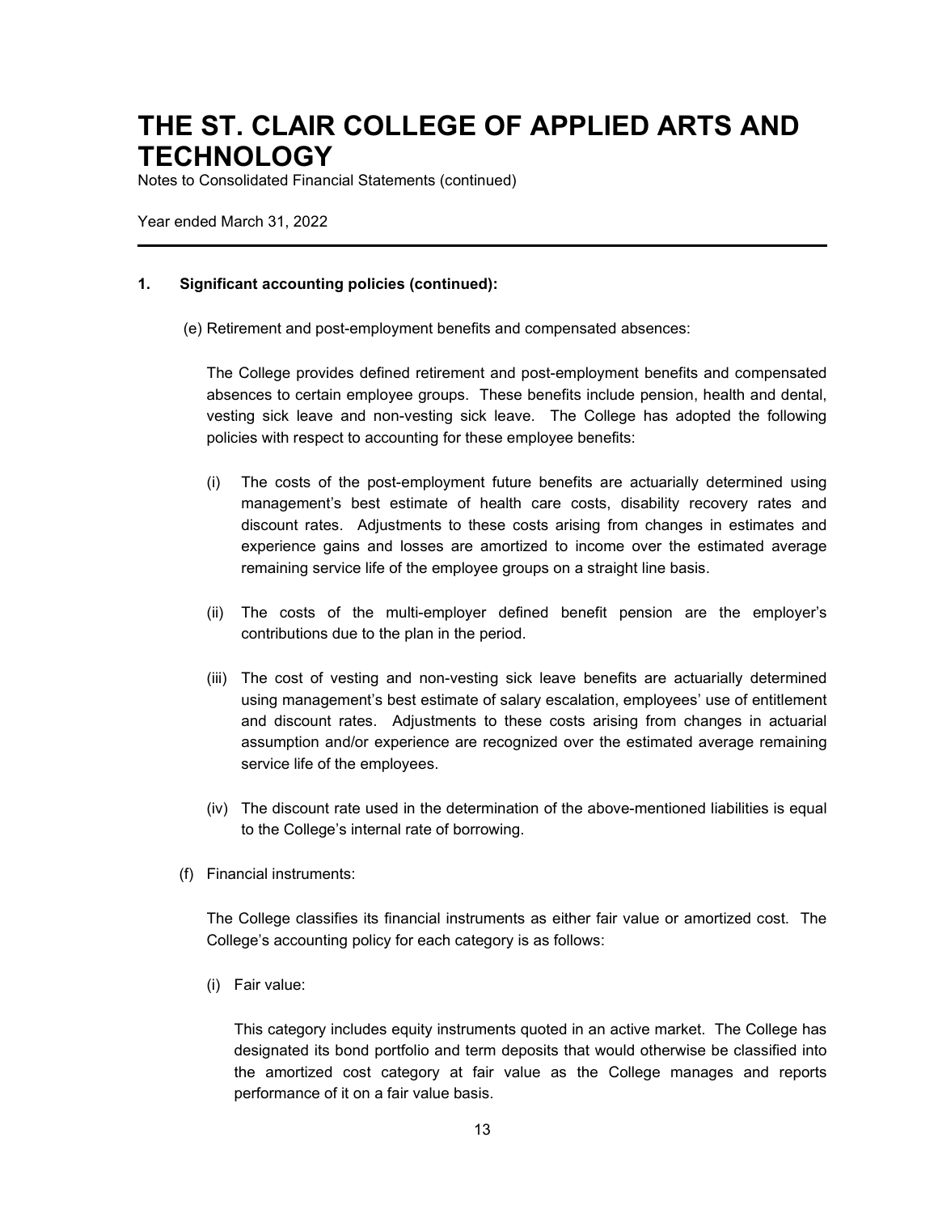## 1. Significant accounting policies (continued):

(e) Retirement and post-employment benefits and compensated absences:

The College provides defined retirement and post-employment benefits and compensated absences to certain employee groups. These benefits include pension, health and dental, vesting sick leave and non-vesting sick leave. The College has adopted the following policies with respect to accounting for these employee benefits:

(i) The costs of the post-employment future benefits are actuarially determined using management's best estimate of health care costs, disability recovery rates and discount rates. Adjustments to these costs arising from changes in estimates and experience gains and losses are amortized to income over the estimated average remaining service life of the employee groups on a straight line basis.

(ii) The costs of the multi-employer defined benefit pension are the employer's contributions due to the plan in the period.

(iii) The cost of vesting and non-vesting sick leave benefits are actuarially determined using management's best estimate of salary escalation, employees' use of entitlement and discount rates. Adjustments to these costs arising from changes in actuarial assumption and/or experience are recognized over the estimated average remaining service life of the employees.

(iv) The discount rate used in the determination of the above-mentioned liabilities is equal to the College's internal rate of borrowing.

(f) Financial instruments:

The College classifies its financial instruments as either fair value or amortized cost. The College's accounting policy for each category is as follows:

(i) Fair value:

This category includes equity instruments quoted in an active market. The College has designated its bond portfolio and term deposits that would otherwise be classified into the amortized cost category at fair value as the College manages and reports performance of it on a fair value basis.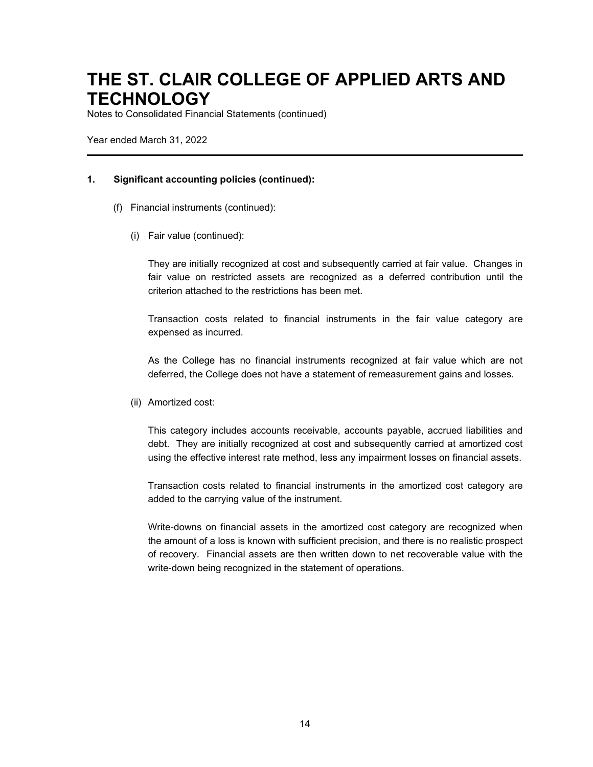# THE ST. CLAIR COLLEGE OF APPLIED ARTS AND TECHNOLOGY

Notes to Consolidated Financial Statements (continued)

Year ended March 31, 2022

---

**1. Significant accounting policies (continued):**

(f) Financial instruments (continued):

(i) Fair value (continued):

They are initially recognized at cost and subsequently carried at fair value. Changes in fair value on restricted assets are recognized as a deferred contribution until the criterion attached to the restrictions has been met.

Transaction costs related to financial instruments in the fair value category are expensed as incurred.

As the College has no financial instruments recognized at fair value which are not deferred, the College does not have a statement of remeasurement gains and losses.

(ii) Amortized cost:

This category includes accounts receivable, accounts payable, accrued liabilities and debt. They are initially recognized at cost and subsequently carried at amortized cost using the effective interest rate method, less any impairment losses on financial assets.

Transaction costs related to financial instruments in the amortized cost category are added to the carrying value of the instrument.

Write-downs on financial assets in the amortized cost category are recognized when the amount of a loss is known with sufficient precision, and there is no realistic prospect of recovery. Financial assets are then written down to net recoverable value with the write-down being recognized in the statement of operations.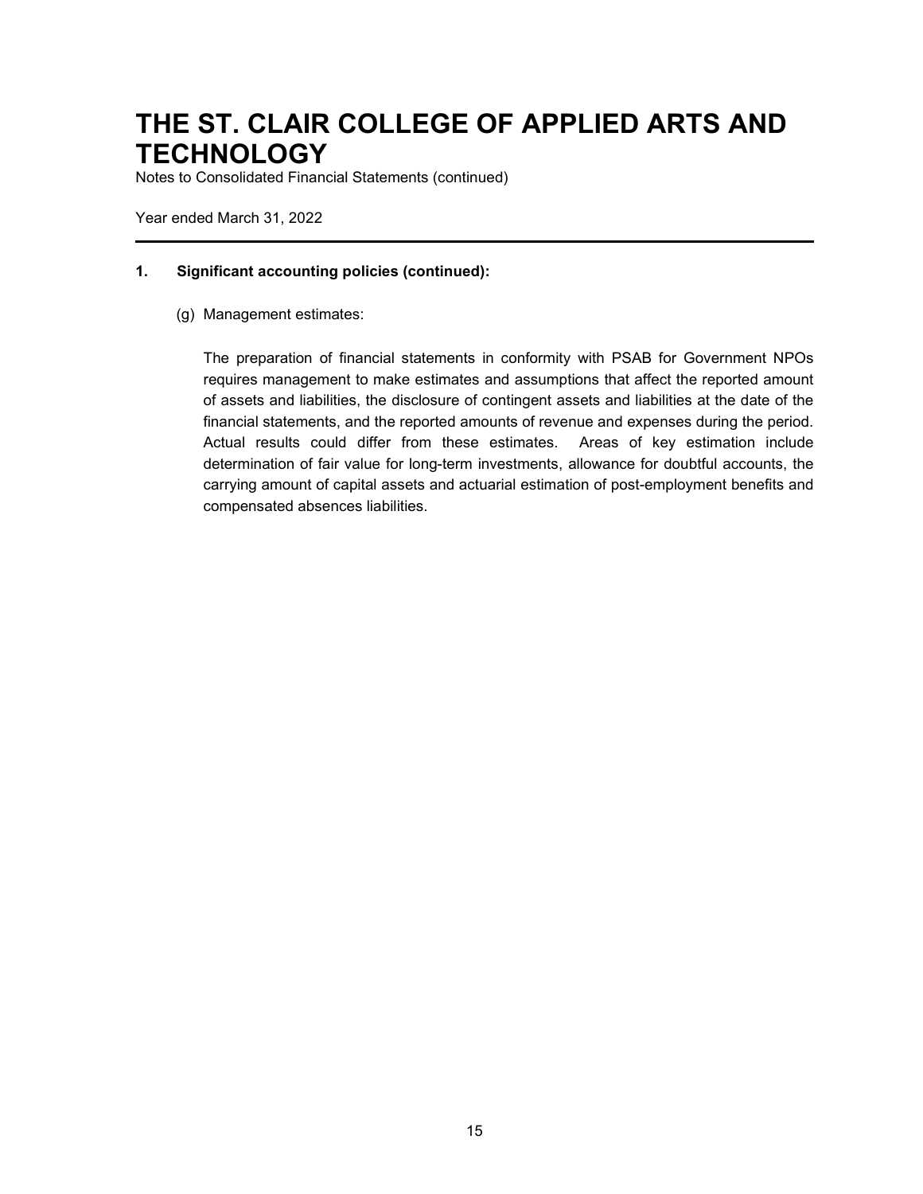# THE ST. CLAIR COLLEGE OF APPLIED ARTS AND TECHNOLOGY

Notes to Consolidated Financial Statements (continued)

Year ended March 31, 2022

---

**1. Significant accounting policies (continued):**

(g) Management estimates:

The preparation of financial statements in conformity with PSAB for Government NPOs requires management to make estimates and assumptions that affect the reported amount of assets and liabilities, the disclosure of contingent assets and liabilities at the date of the financial statements, and the reported amounts of revenue and expenses during the period. Actual results could differ from these estimates. Areas of key estimation include determination of fair value for long-term investments, allowance for doubtful accounts, the carrying amount of capital assets and actuarial estimation of post-employment benefits and compensated absences liabilities.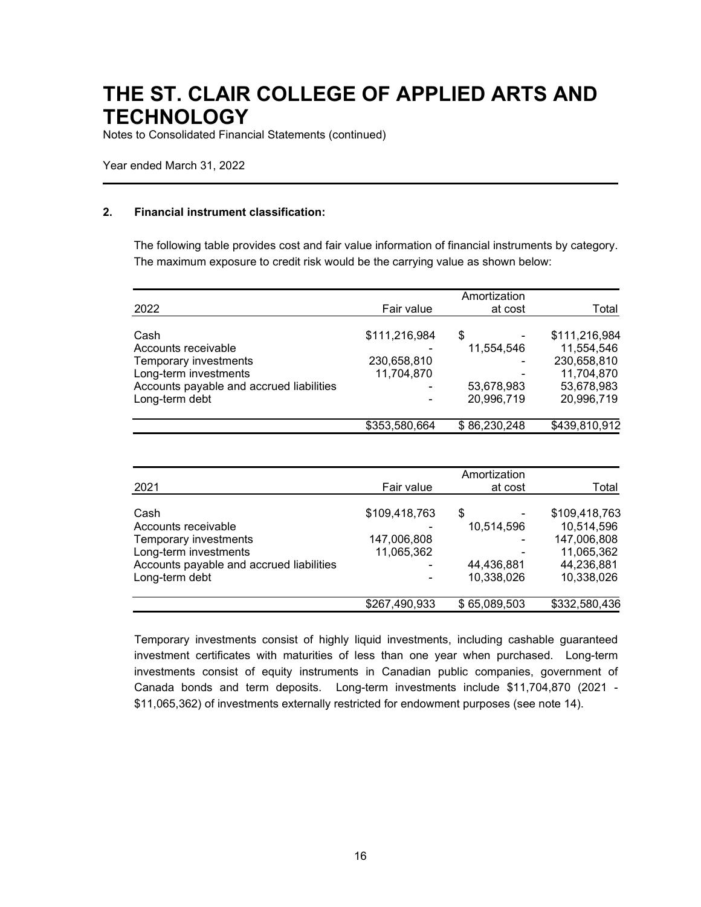# THE ST. CLAIR COLLEGE OF APPLIED ARTS AND TECHNOLOGY

Notes to Consolidated Financial Statements (continued)

Year ended March 31, 2022

## 2. Financial instrument classification:

The following table provides cost and fair value information of financial instruments by category. The maximum exposure to credit risk would be the carrying value as shown below:

| 2022 | Fair value | Amortization at cost | Total |
|---|---|---|---|
| Cash | $111,216,984 | $ - | $111,216,984 |
| Accounts receivable | - | 11,554,546 | 11,554,546 |
| Temporary investments | 230,658,810 | - | 230,658,810 |
| Long-term investments | 11,704,870 | - | 11,704,870 |
| Accounts payable and accrued liabilities | - | 53,678,983 | 53,678,983 |
| Long-term debt | - | 20,996,719 | 20,996,719 |
| | $353,580,664 | $ 86,230,248 | $439,810,912 |

| 2021 | Fair value | Amortization at cost | Total |
|---|---|---|---|
| Cash | $109,418,763 | $ - | $109,418,763 |
| Accounts receivable | - | 10,514,596 | 10,514,596 |
| Temporary investments | 147,006,808 | - | 147,006,808 |
| Long-term investments | 11,065,362 | - | 11,065,362 |
| Accounts payable and accrued liabilities | - | 44,436,881 | 44,236,881 |
| Long-term debt | - | 10,338,026 | 10,338,026 |
| | $267,490,933 | $ 65,089,503 | $332,580,436 |

Temporary investments consist of highly liquid investments, including cashable guaranteed investment certificates with maturities of less than one year when purchased. Long-term investments consist of equity instruments in Canadian public companies, government of Canada bonds and term deposits. Long-term investments include $11,704,870 (2021 - $11,065,362) of investments externally restricted for endowment purposes (see note 14).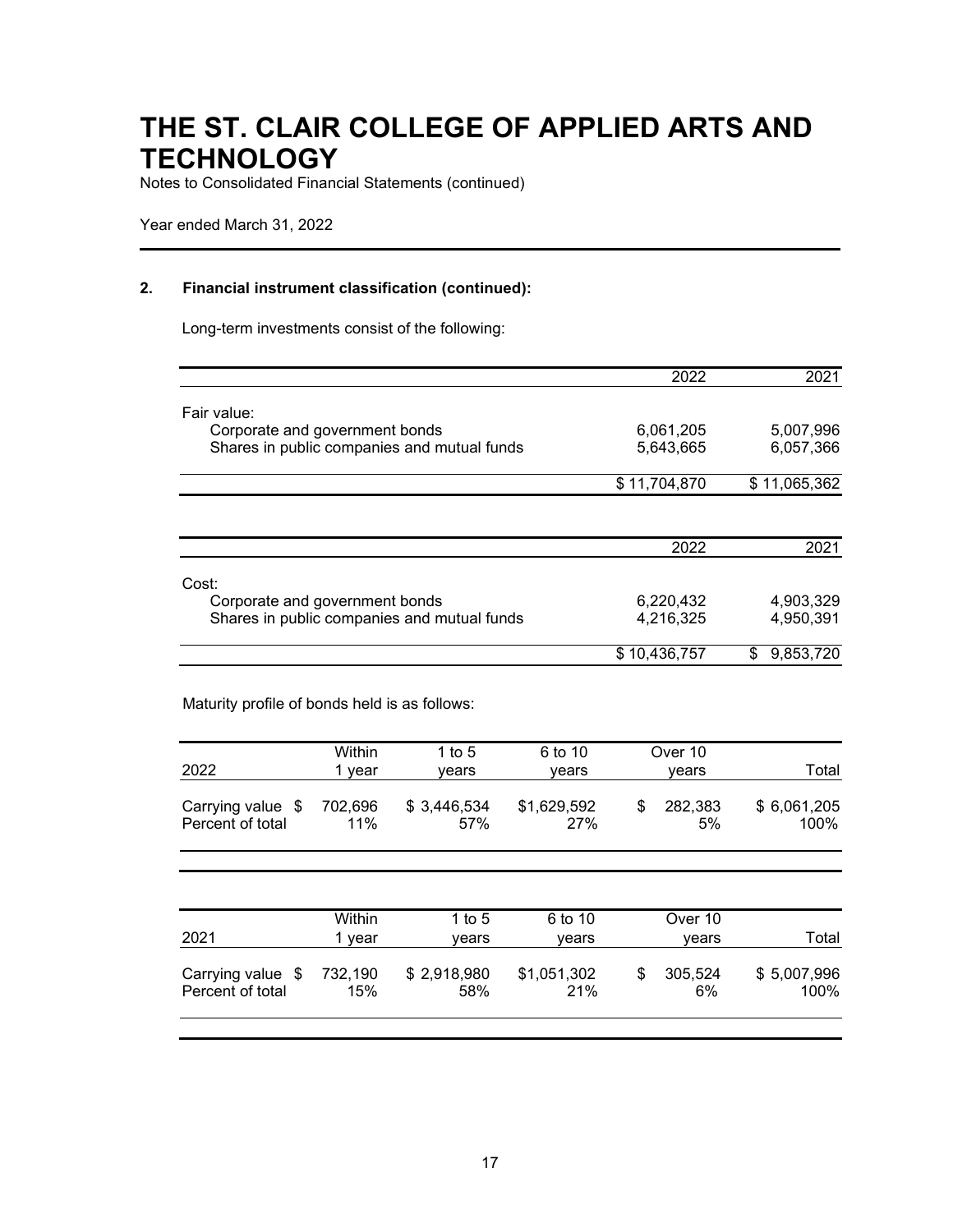# THE ST. CLAIR COLLEGE OF APPLIED ARTS AND TECHNOLOGY

Notes to Consolidated Financial Statements (continued)

Year ended March 31, 2022

## 2. Financial instrument classification (continued):

Long-term investments consist of the following:

| | 2022 | 2021 |
|---|---:|---:|
| Fair value: | | |
| Corporate and government bonds | 6,061,205 | 5,007,996 |
| Shares in public companies and mutual funds | 5,643,665 | 6,057,366 |
| | $ 11,704,870 | $ 11,065,362 |

| | 2022 | 2021 |
|---|---:|---:|
| Cost: | | |
| Corporate and government bonds | 6,220,432 | 4,903,329 |
| Shares in public companies and mutual funds | 4,216,325 | 4,950,391 |
| | $ 10,436,757 | $ 9,853,720 |

Maturity profile of bonds held is as follows:

| 2022 | Within 1 year | 1 to 5 years | 6 to 10 years | Over 10 years | Total |
|---|---:|---:|---:|---:|---:|
| Carrying value | $ 702,696 | $ 3,446,534 | $1,629,592 | $ 282,383 | $ 6,061,205 |
| Percent of total | 11% | 57% | 27% | 5% | 100% |

| 2021 | Within 1 year | 1 to 5 years | 6 to 10 years | Over 10 years | Total |
|---|---:|---:|---:|---:|---:|
| Carrying value | $ 732,190 | $ 2,918,980 | $1,051,302 | $ 305,524 | $ 5,007,996 |
| Percent of total | 15% | 58% | 21% | 6% | 100% |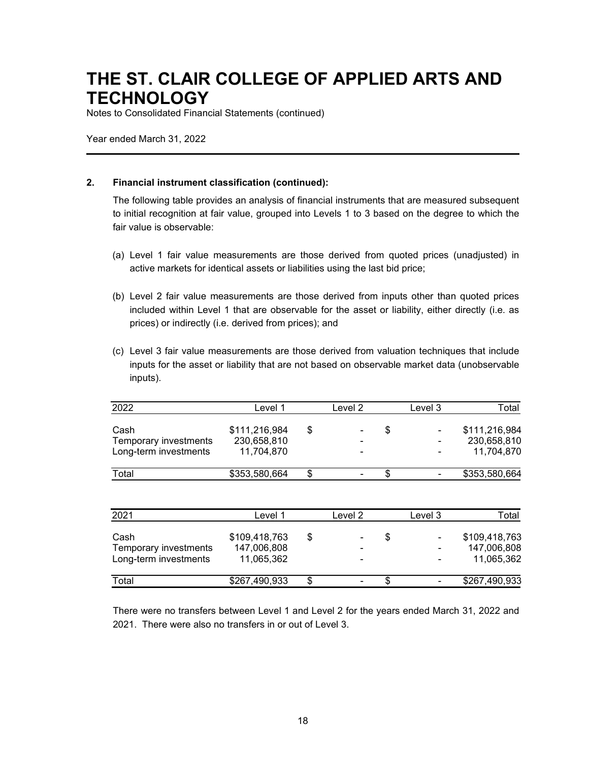# THE ST. CLAIR COLLEGE OF APPLIED ARTS AND TECHNOLOGY

Notes to Consolidated Financial Statements (continued)

Year ended March 31, 2022

## 2. Financial instrument classification (continued):

The following table provides an analysis of financial instruments that are measured subsequent to initial recognition at fair value, grouped into Levels 1 to 3 based on the degree to which the fair value is observable:

(a) Level 1 fair value measurements are those derived from quoted prices (unadjusted) in active markets for identical assets or liabilities using the last bid price;

(b) Level 2 fair value measurements are those derived from inputs other than quoted prices included within Level 1 that are observable for the asset or liability, either directly (i.e. as prices) or indirectly (i.e. derived from prices); and

(c) Level 3 fair value measurements are those derived from valuation techniques that include inputs for the asset or liability that are not based on observable market data (unobservable inputs).

| 2022 | Level 1 | Level 2 | Level 3 | Total |
|---|---|---|---|---|
| Cash | $111,216,984 | $ - | $ - | $111,216,984 |
| Temporary investments | 230,658,810 | - | - | 230,658,810 |
| Long-term investments | 11,704,870 | - | - | 11,704,870 |
| Total | $353,580,664 | $ - | $ - | $353,580,664 |

| 2021 | Level 1 | Level 2 | Level 3 | Total |
|---|---|---|---|---|
| Cash | $109,418,763 | $ - | $ - | $109,418,763 |
| Temporary investments | 147,006,808 | - | - | 147,006,808 |
| Long-term investments | 11,065,362 | - | - | 11,065,362 |
| Total | $267,490,933 | $ - | $ - | $267,490,933 |

There were no transfers between Level 1 and Level 2 for the years ended March 31, 2022 and 2021. There were also no transfers in or out of Level 3.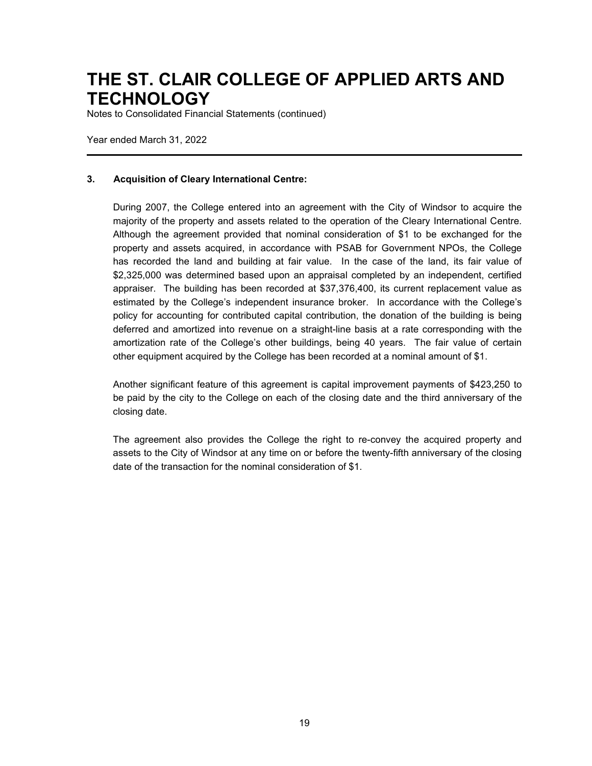# THE ST. CLAIR COLLEGE OF APPLIED ARTS AND TECHNOLOGY

Notes to Consolidated Financial Statements (continued)

Year ended March 31, 2022

---

**3. Acquisition of Cleary International Centre:**

During 2007, the College entered into an agreement with the City of Windsor to acquire the majority of the property and assets related to the operation of the Cleary International Centre. Although the agreement provided that nominal consideration of $1 to be exchanged for the property and assets acquired, in accordance with PSAB for Government NPOs, the College has recorded the land and building at fair value. In the case of the land, its fair value of $2,325,000 was determined based upon an appraisal completed by an independent, certified appraiser. The building has been recorded at $37,376,400, its current replacement value as estimated by the College's independent insurance broker. In accordance with the College's policy for accounting for contributed capital contribution, the donation of the building is being deferred and amortized into revenue on a straight-line basis at a rate corresponding with the amortization rate of the College's other buildings, being 40 years. The fair value of certain other equipment acquired by the College has been recorded at a nominal amount of $1.

Another significant feature of this agreement is capital improvement payments of $423,250 to be paid by the city to the College on each of the closing date and the third anniversary of the closing date.

The agreement also provides the College the right to re-convey the acquired property and assets to the City of Windsor at any time on or before the twenty-fifth anniversary of the closing date of the transaction for the nominal consideration of $1.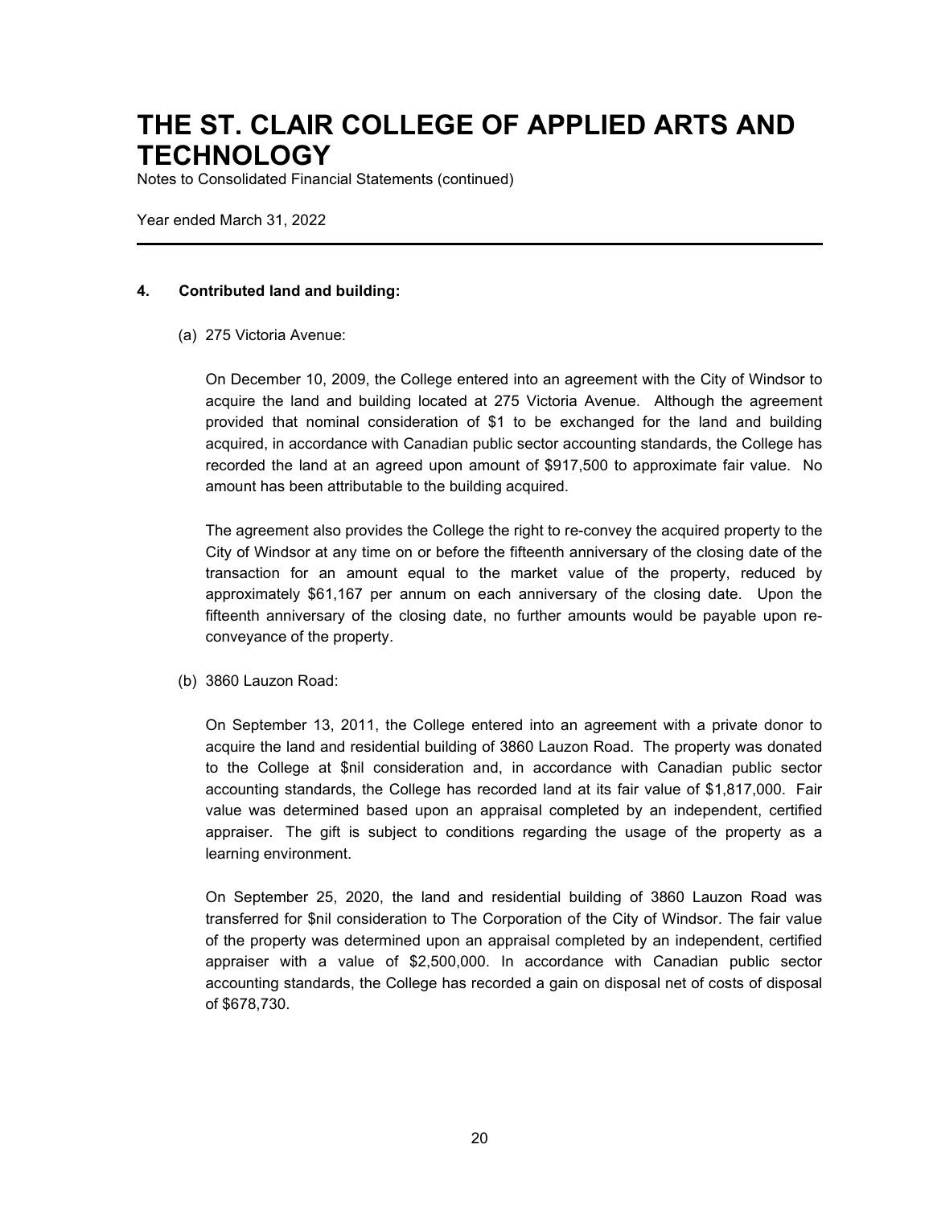# THE ST. CLAIR COLLEGE OF APPLIED ARTS AND TECHNOLOGY

Notes to Consolidated Financial Statements (continued)

Year ended March 31, 2022

---

**4. Contributed land and building:**

(a) 275 Victoria Avenue:

On December 10, 2009, the College entered into an agreement with the City of Windsor to acquire the land and building located at 275 Victoria Avenue. Although the agreement provided that nominal consideration of $1 to be exchanged for the land and building acquired, in accordance with Canadian public sector accounting standards, the College has recorded the land at an agreed upon amount of $917,500 to approximate fair value. No amount has been attributable to the building acquired.

The agreement also provides the College the right to re-convey the acquired property to the City of Windsor at any time on or before the fifteenth anniversary of the closing date of the transaction for an amount equal to the market value of the property, reduced by approximately $61,167 per annum on each anniversary of the closing date. Upon the fifteenth anniversary of the closing date, no further amounts would be payable upon re-conveyance of the property.

(b) 3860 Lauzon Road:

On September 13, 2011, the College entered into an agreement with a private donor to acquire the land and residential building of 3860 Lauzon Road. The property was donated to the College at $nil consideration and, in accordance with Canadian public sector accounting standards, the College has recorded land at its fair value of $1,817,000. Fair value was determined based upon an appraisal completed by an independent, certified appraiser. The gift is subject to conditions regarding the usage of the property as a learning environment.

On September 25, 2020, the land and residential building of 3860 Lauzon Road was transferred for $nil consideration to The Corporation of the City of Windsor. The fair value of the property was determined upon an appraisal completed by an independent, certified appraiser with a value of $2,500,000. In accordance with Canadian public sector accounting standards, the College has recorded a gain on disposal net of costs of disposal of $678,730.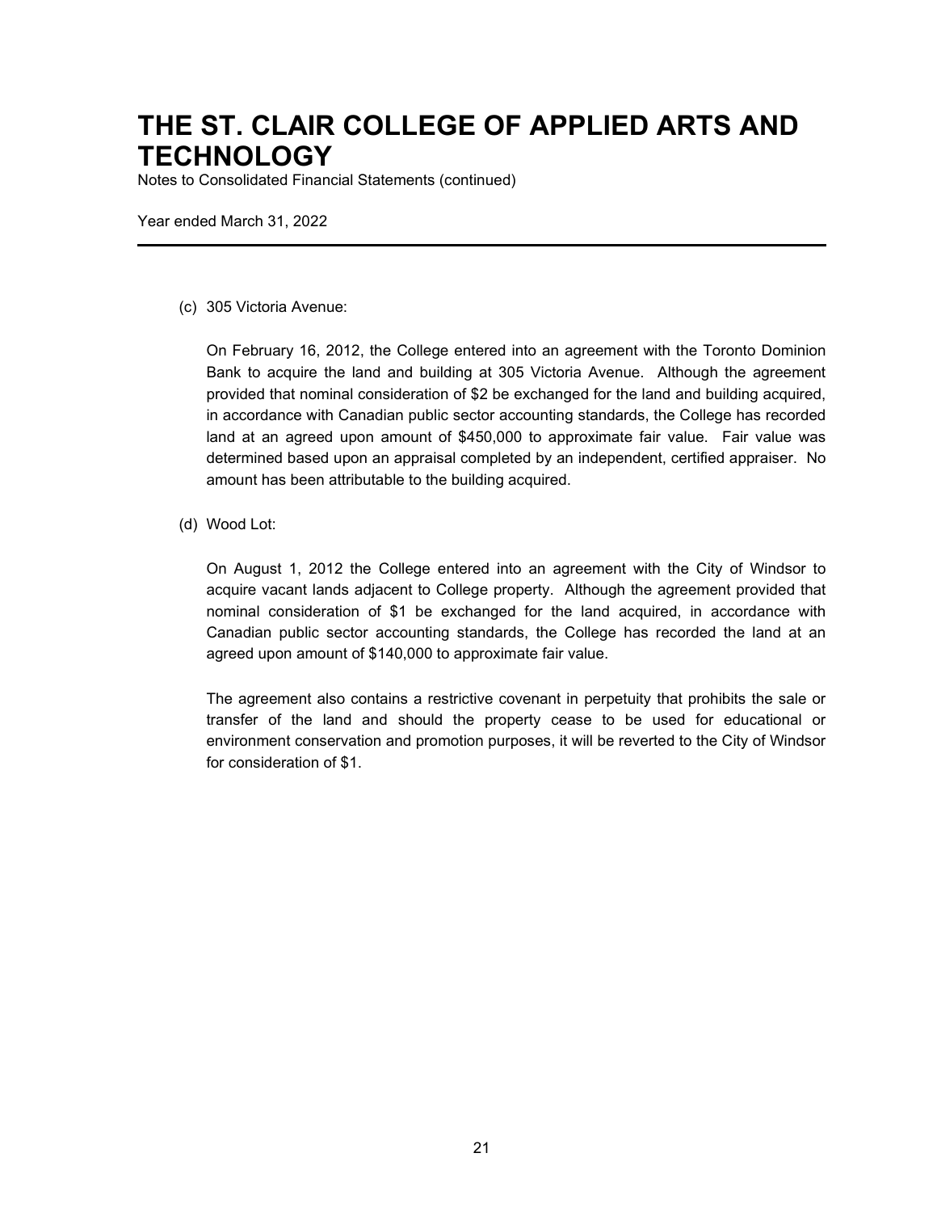(c) 305 Victoria Avenue:

On February 16, 2012, the College entered into an agreement with the Toronto Dominion Bank to acquire the land and building at 305 Victoria Avenue. Although the agreement provided that nominal consideration of $2 be exchanged for the land and building acquired, in accordance with Canadian public sector accounting standards, the College has recorded land at an agreed upon amount of $450,000 to approximate fair value. Fair value was determined based upon an appraisal completed by an independent, certified appraiser. No amount has been attributable to the building acquired.

(d) Wood Lot:

On August 1, 2012 the College entered into an agreement with the City of Windsor to acquire vacant lands adjacent to College property. Although the agreement provided that nominal consideration of $1 be exchanged for the land acquired, in accordance with Canadian public sector accounting standards, the College has recorded the land at an agreed upon amount of $140,000 to approximate fair value.

The agreement also contains a restrictive covenant in perpetuity that prohibits the sale or transfer of the land and should the property cease to be used for educational or environment conservation and promotion purposes, it will be reverted to the City of Windsor for consideration of $1.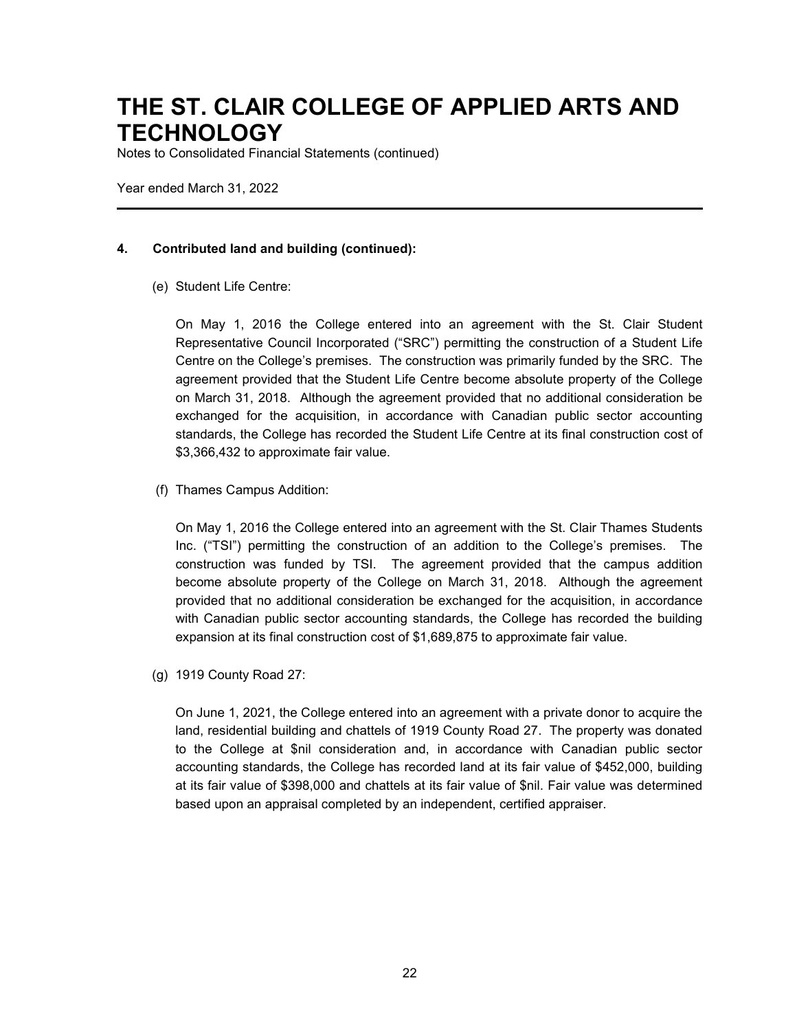## 4. Contributed land and building (continued):

(e) Student Life Centre:

On May 1, 2016 the College entered into an agreement with the St. Clair Student Representative Council Incorporated ("SRC") permitting the construction of a Student Life Centre on the College's premises. The construction was primarily funded by the SRC. The agreement provided that the Student Life Centre become absolute property of the College on March 31, 2018. Although the agreement provided that no additional consideration be exchanged for the acquisition, in accordance with Canadian public sector accounting standards, the College has recorded the Student Life Centre at its final construction cost of $3,366,432 to approximate fair value.

(f) Thames Campus Addition:

On May 1, 2016 the College entered into an agreement with the St. Clair Thames Students Inc. ("TSI") permitting the construction of an addition to the College's premises. The construction was funded by TSI. The agreement provided that the campus addition become absolute property of the College on March 31, 2018. Although the agreement provided that no additional consideration be exchanged for the acquisition, in accordance with Canadian public sector accounting standards, the College has recorded the building expansion at its final construction cost of $1,689,875 to approximate fair value.

(g) 1919 County Road 27:

On June 1, 2021, the College entered into an agreement with a private donor to acquire the land, residential building and chattels of 1919 County Road 27. The property was donated to the College at $nil consideration and, in accordance with Canadian public sector accounting standards, the College has recorded land at its fair value of $452,000, building at its fair value of $398,000 and chattels at its fair value of $nil. Fair value was determined based upon an appraisal completed by an independent, certified appraiser.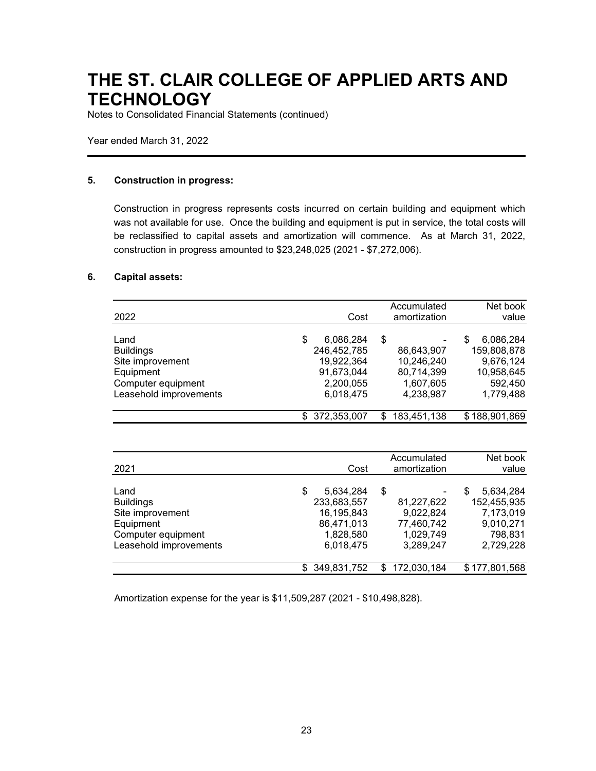# THE ST. CLAIR COLLEGE OF APPLIED ARTS AND TECHNOLOGY

Notes to Consolidated Financial Statements (continued)

Year ended March 31, 2022

## 5. Construction in progress:

Construction in progress represents costs incurred on certain building and equipment which was not available for use. Once the building and equipment is put in service, the total costs will be reclassified to capital assets and amortization will commence. As at March 31, 2022, construction in progress amounted to $23,248,025 (2021 - $7,272,006).

## 6. Capital assets:

| 2022 | Cost | Accumulated amortization | Net book value |
|---|---|---|---|
| Land | $ 6,086,284 | $ - | $ 6,086,284 |
| Buildings | 246,452,785 | 86,643,907 | 159,808,878 |
| Site improvement | 19,922,364 | 10,246,240 | 9,676,124 |
| Equipment | 91,673,044 | 80,714,399 | 10,958,645 |
| Computer equipment | 2,200,055 | 1,607,605 | 592,450 |
| Leasehold improvements | 6,018,475 | 4,238,987 | 1,779,488 |
| | $ 372,353,007 | $ 183,451,138 | $ 188,901,869 |

| 2021 | Cost | Accumulated amortization | Net book value |
|---|---|---|---|
| Land | $ 5,634,284 | $ - | $ 5,634,284 |
| Buildings | 233,683,557 | 81,227,622 | 152,455,935 |
| Site improvement | 16,195,843 | 9,022,824 | 7,173,019 |
| Equipment | 86,471,013 | 77,460,742 | 9,010,271 |
| Computer equipment | 1,828,580 | 1,029,749 | 798,831 |
| Leasehold improvements | 6,018,475 | 3,289,247 | 2,729,228 |
| | $ 349,831,752 | $ 172,030,184 | $ 177,801,568 |

Amortization expense for the year is $11,509,287 (2021 - $10,498,828).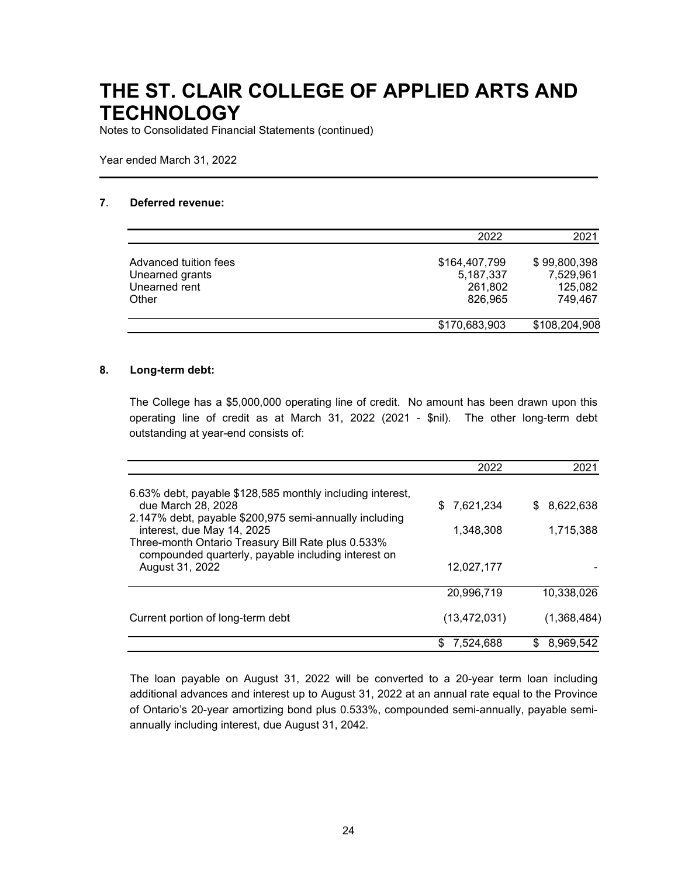# THE ST. CLAIR COLLEGE OF APPLIED ARTS AND TECHNOLOGY

Notes to Consolidated Financial Statements (continued)

Year ended March 31, 2022

### 7. Deferred revenue:

| | 2022 | 2021 |
|---|---|---|
| Advanced tuition fees | $164,407,799 | $ 99,800,398 |
| Unearned grants | 5,187,337 | 7,529,961 |
| Unearned rent | 261,802 | 125,082 |
| Other | 826,965 | 749,467 |
| | $170,683,903 | $108,204,908 |

### 8. Long-term debt:

The College has a $5,000,000 operating line of credit. No amount has been drawn upon this operating line of credit as at March 31, 2022 (2021 - $nil). The other long-term debt outstanding at year-end consists of:

| | 2022 | 2021 |
|---|---|---|
| 6.63% debt, payable $128,585 monthly including interest, due March 28, 2028 | $ 7,621,234 | $ 8,622,638 |
| 2.147% debt, payable $200,975 semi-annually including interest, due May 14, 2025 | 1,348,308 | 1,715,388 |
| Three-month Ontario Treasury Bill Rate plus 0.533% compounded quarterly, payable including interest on August 31, 2022 | 12,027,177 | - |
| | 20,996,719 | 10,338,026 |
| Current portion of long-term debt | (13,472,031) | (1,368,484) |
| | $ 7,524,688 | $ 8,969,542 |

The loan payable on August 31, 2022 will be converted to a 20-year term loan including additional advances and interest up to August 31, 2022 at an annual rate equal to the Province of Ontario's 20-year amortizing bond plus 0.533%, compounded semi-annually, payable semi-annually including interest, due August 31, 2042.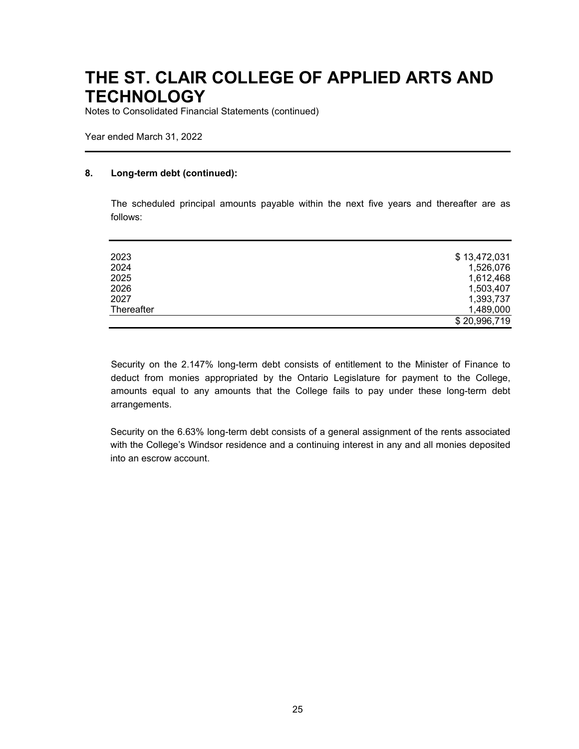# THE ST. CLAIR COLLEGE OF APPLIED ARTS AND TECHNOLOGY

Notes to Consolidated Financial Statements (continued)

Year ended March 31, 2022

## 8. Long-term debt (continued):

The scheduled principal amounts payable within the next five years and thereafter are as follows:

| | |
|---|---:|
| 2023 | $ 13,472,031 |
| 2024 | 1,526,076 |
| 2025 | 1,612,468 |
| 2026 | 1,503,407 |
| 2027 | 1,393,737 |
| Thereafter | 1,489,000 |
| | $ 20,996,719 |

Security on the 2.147% long-term debt consists of entitlement to the Minister of Finance to deduct from monies appropriated by the Ontario Legislature for payment to the College, amounts equal to any amounts that the College fails to pay under these long-term debt arrangements.

Security on the 6.63% long-term debt consists of a general assignment of the rents associated with the College's Windsor residence and a continuing interest in any and all monies deposited into an escrow account.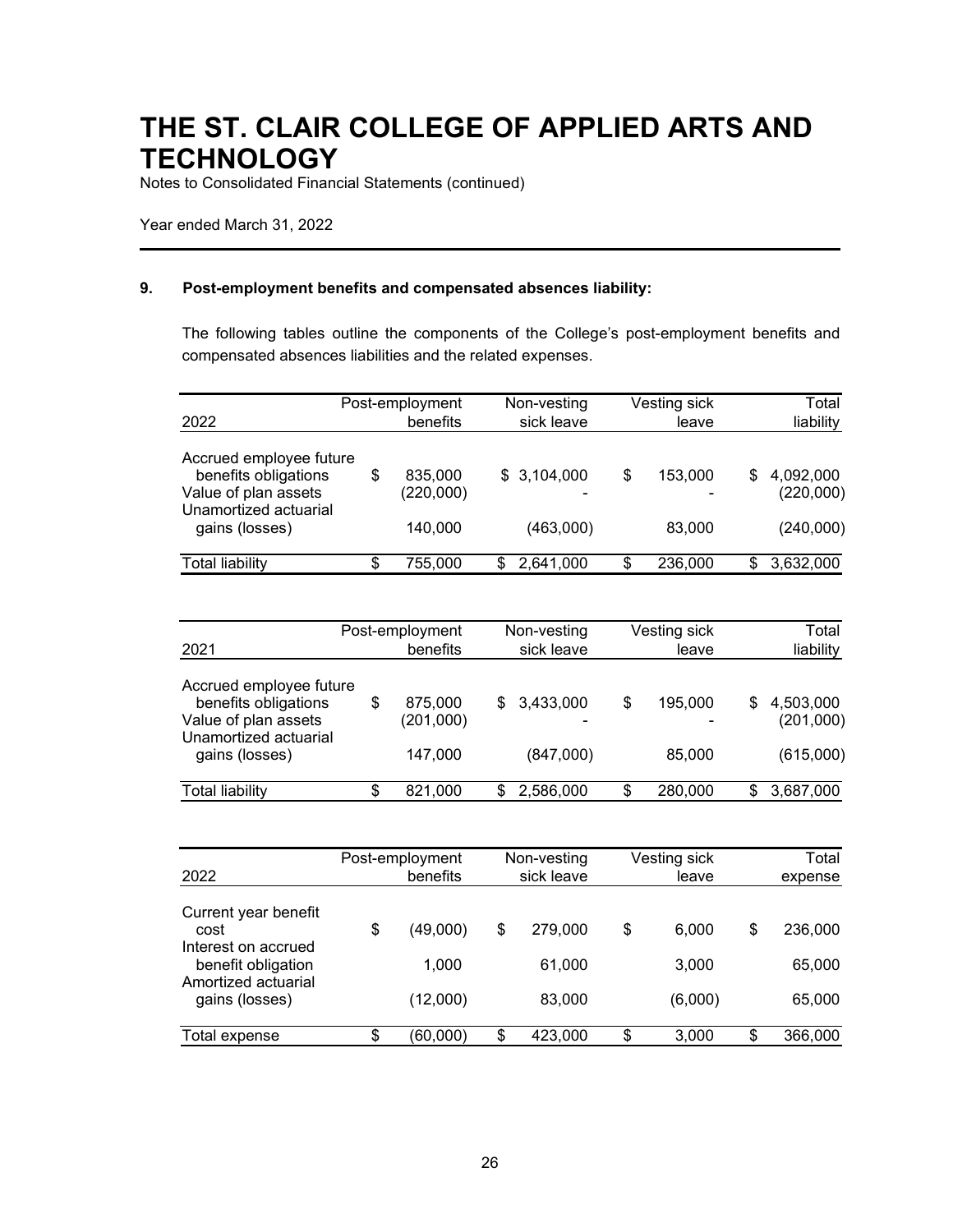# THE ST. CLAIR COLLEGE OF APPLIED ARTS AND TECHNOLOGY

Notes to Consolidated Financial Statements (continued)

Year ended March 31, 2022

## 9. Post-employment benefits and compensated absences liability:

The following tables outline the components of the College's post-employment benefits and compensated absences liabilities and the related expenses.

| 2022 | Post-employment benefits | Non-vesting sick leave | Vesting sick leave | Total liability |
|---|---|---|---|---|
| Accrued employee future benefits obligations | $ 835,000 | $ 3,104,000 | $ 153,000 | $ 4,092,000 |
| Value of plan assets | (220,000) | - | - | (220,000) |
| Unamortized actuarial gains (losses) | 140,000 | (463,000) | 83,000 | (240,000) |
| Total liability | $ 755,000 | $ 2,641,000 | $ 236,000 | $ 3,632,000 |

| 2021 | Post-employment benefits | Non-vesting sick leave | Vesting sick leave | Total liability |
|---|---|---|---|---|
| Accrued employee future benefits obligations | $ 875,000 | $ 3,433,000 | $ 195,000 | $ 4,503,000 |
| Value of plan assets | (201,000) | - | - | (201,000) |
| Unamortized actuarial gains (losses) | 147,000 | (847,000) | 85,000 | (615,000) |
| Total liability | $ 821,000 | $ 2,586,000 | $ 280,000 | $ 3,687,000 |

| 2022 | Post-employment benefits | Non-vesting sick leave | Vesting sick leave | Total expense |
|---|---|---|---|---|
| Current year benefit cost | $ (49,000) | $ 279,000 | $ 6,000 | $ 236,000 |
| Interest on accrued benefit obligation | 1,000 | 61,000 | 3,000 | 65,000 |
| Amortized actuarial gains (losses) | (12,000) | 83,000 | (6,000) | 65,000 |
| Total expense | $ (60,000) | $ 423,000 | $ 3,000 | $ 366,000 |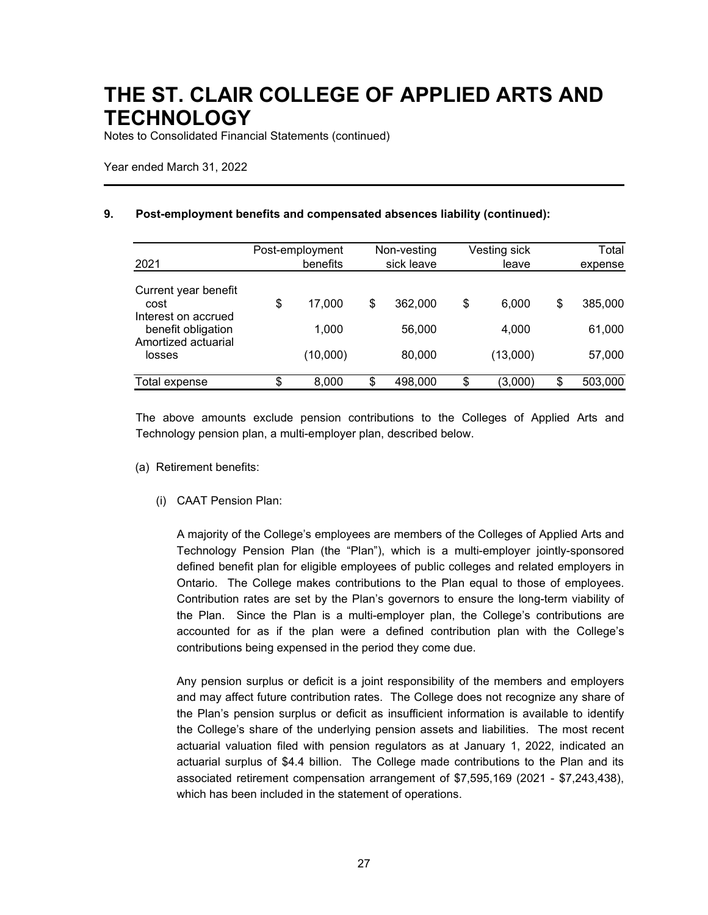# THE ST. CLAIR COLLEGE OF APPLIED ARTS AND TECHNOLOGY

Notes to Consolidated Financial Statements (continued)

Year ended March 31, 2022

## 9. Post-employment benefits and compensated absences liability (continued):

| 2021 | Post-employment benefits | Non-vesting sick leave | Vesting sick leave | Total expense |
|---|---|---|---|---|
| Current year benefit cost | $ 17,000 | $ 362,000 | $ 6,000 | $ 385,000 |
| Interest on accrued benefit obligation | 1,000 | 56,000 | 4,000 | 61,000 |
| Amortized actuarial losses | (10,000) | 80,000 | (13,000) | 57,000 |
| Total expense | $ 8,000 | $ 498,000 | $ (3,000) | $ 503,000 |

The above amounts exclude pension contributions to the Colleges of Applied Arts and Technology pension plan, a multi-employer plan, described below.

(a) Retirement benefits:

(i) CAAT Pension Plan:

A majority of the College's employees are members of the Colleges of Applied Arts and Technology Pension Plan (the "Plan"), which is a multi-employer jointly-sponsored defined benefit plan for eligible employees of public colleges and related employers in Ontario. The College makes contributions to the Plan equal to those of employees. Contribution rates are set by the Plan's governors to ensure the long-term viability of the Plan. Since the Plan is a multi-employer plan, the College's contributions are accounted for as if the plan were a defined contribution plan with the College's contributions being expensed in the period they come due.

Any pension surplus or deficit is a joint responsibility of the members and employers and may affect future contribution rates. The College does not recognize any share of the Plan's pension surplus or deficit as insufficient information is available to identify the College's share of the underlying pension assets and liabilities. The most recent actuarial valuation filed with pension regulators as at January 1, 2022, indicated an actuarial surplus of $4.4 billion. The College made contributions to the Plan and its associated retirement compensation arrangement of $7,595,169 (2021 - $7,243,438), which has been included in the statement of operations.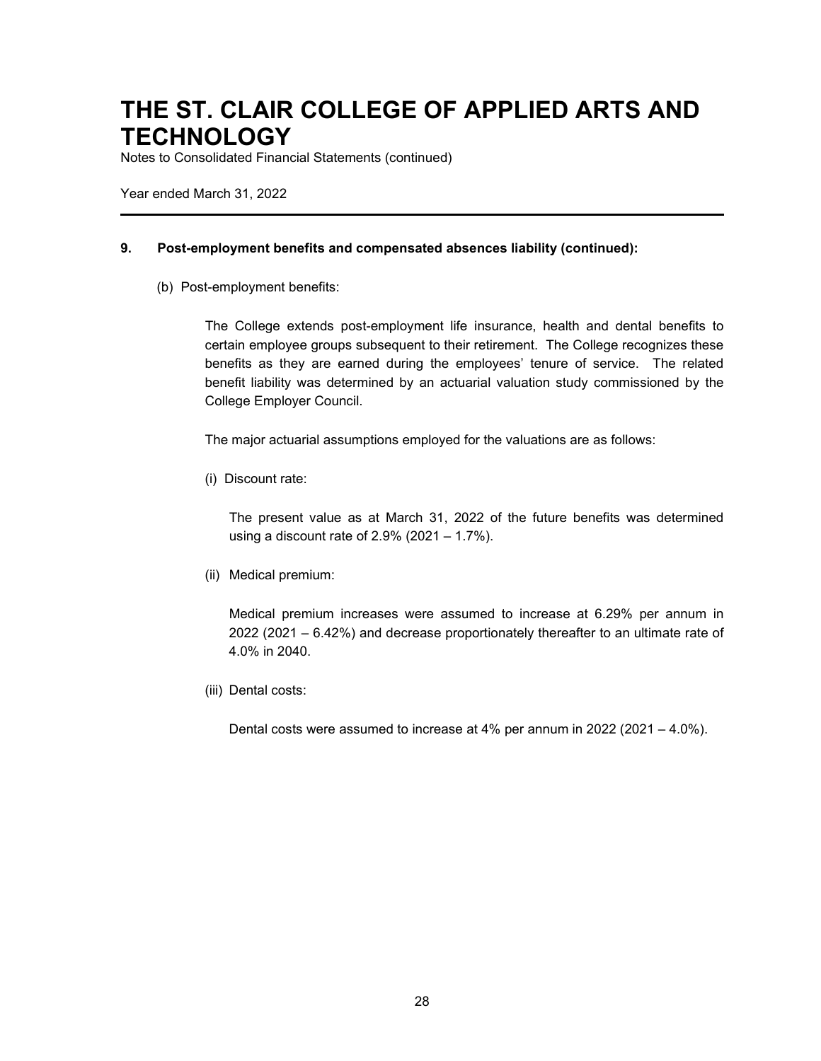# THE ST. CLAIR COLLEGE OF APPLIED ARTS AND TECHNOLOGY

Notes to Consolidated Financial Statements (continued)

Year ended March 31, 2022

---

## 9. Post-employment benefits and compensated absences liability (continued):

### (b) Post-employment benefits:

The College extends post-employment life insurance, health and dental benefits to certain employee groups subsequent to their retirement. The College recognizes these benefits as they are earned during the employees' tenure of service. The related benefit liability was determined by an actuarial valuation study commissioned by the College Employer Council.

The major actuarial assumptions employed for the valuations are as follows:

(i) Discount rate:

The present value as at March 31, 2022 of the future benefits was determined using a discount rate of 2.9% (2021 – 1.7%).

(ii) Medical premium:

Medical premium increases were assumed to increase at 6.29% per annum in 2022 (2021 – 6.42%) and decrease proportionately thereafter to an ultimate rate of 4.0% in 2040.

(iii) Dental costs:

Dental costs were assumed to increase at 4% per annum in 2022 (2021 – 4.0%).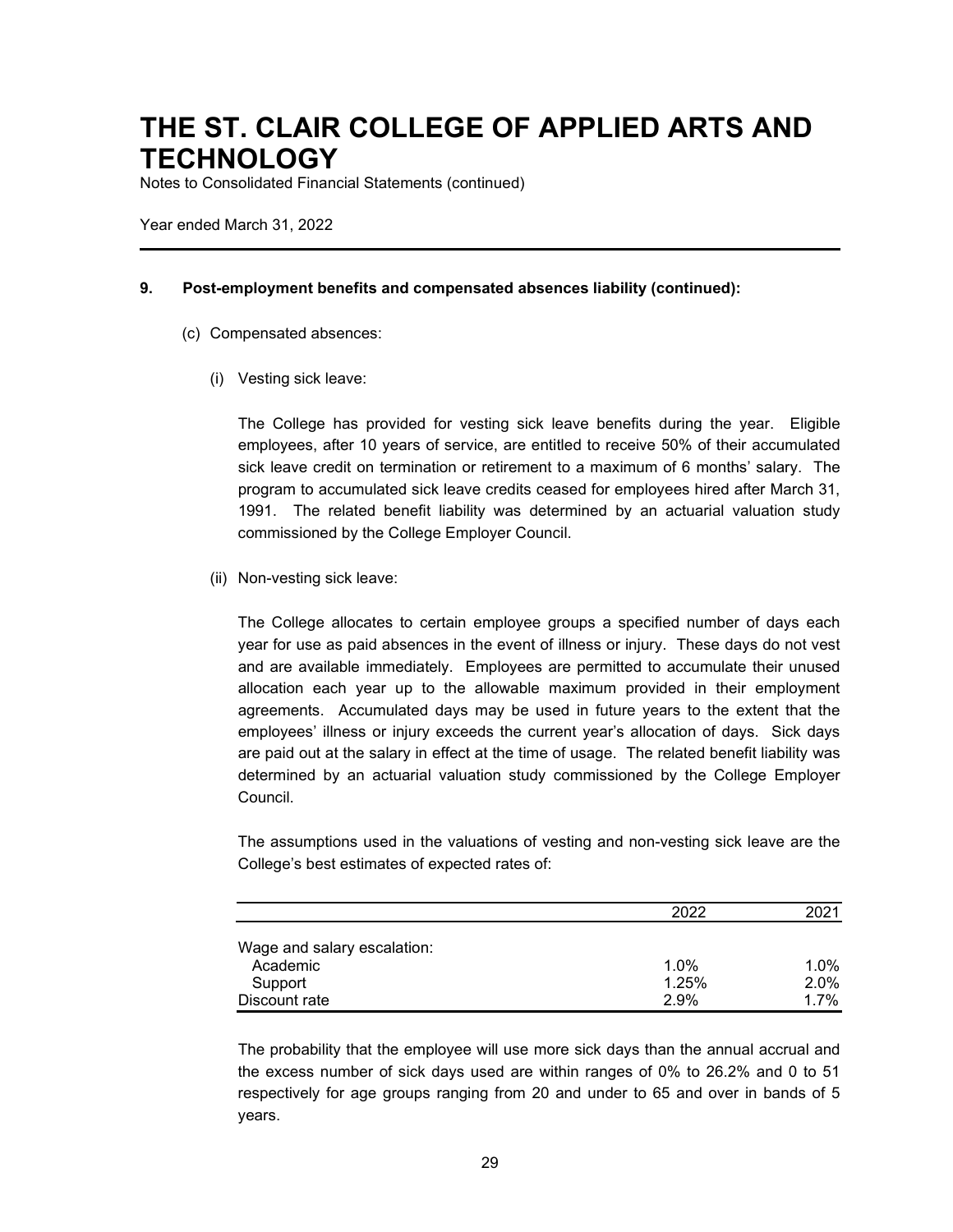# THE ST. CLAIR COLLEGE OF APPLIED ARTS AND TECHNOLOGY

Notes to Consolidated Financial Statements (continued)

Year ended March 31, 2022

**9. Post-employment benefits and compensated absences liability (continued):**

(c) Compensated absences:

(i) Vesting sick leave:

The College has provided for vesting sick leave benefits during the year. Eligible employees, after 10 years of service, are entitled to receive 50% of their accumulated sick leave credit on termination or retirement to a maximum of 6 months' salary. The program to accumulated sick leave credits ceased for employees hired after March 31, 1991. The related benefit liability was determined by an actuarial valuation study commissioned by the College Employer Council.

(ii) Non-vesting sick leave:

The College allocates to certain employee groups a specified number of days each year for use as paid absences in the event of illness or injury. These days do not vest and are available immediately. Employees are permitted to accumulate their unused allocation each year up to the allowable maximum provided in their employment agreements. Accumulated days may be used in future years to the extent that the employees' illness or injury exceeds the current year's allocation of days. Sick days are paid out at the salary in effect at the time of usage. The related benefit liability was determined by an actuarial valuation study commissioned by the College Employer Council.

The assumptions used in the valuations of vesting and non-vesting sick leave are the College's best estimates of expected rates of:

| | 2022 | 2021 |
|---|---|---|
| Wage and salary escalation: | | |
| Academic | 1.0% | 1.0% |
| Support | 1.25% | 2.0% |
| Discount rate | 2.9% | 1.7% |

The probability that the employee will use more sick days than the annual accrual and the excess number of sick days used are within ranges of 0% to 26.2% and 0 to 51 respectively for age groups ranging from 20 and under to 65 and over in bands of 5 years.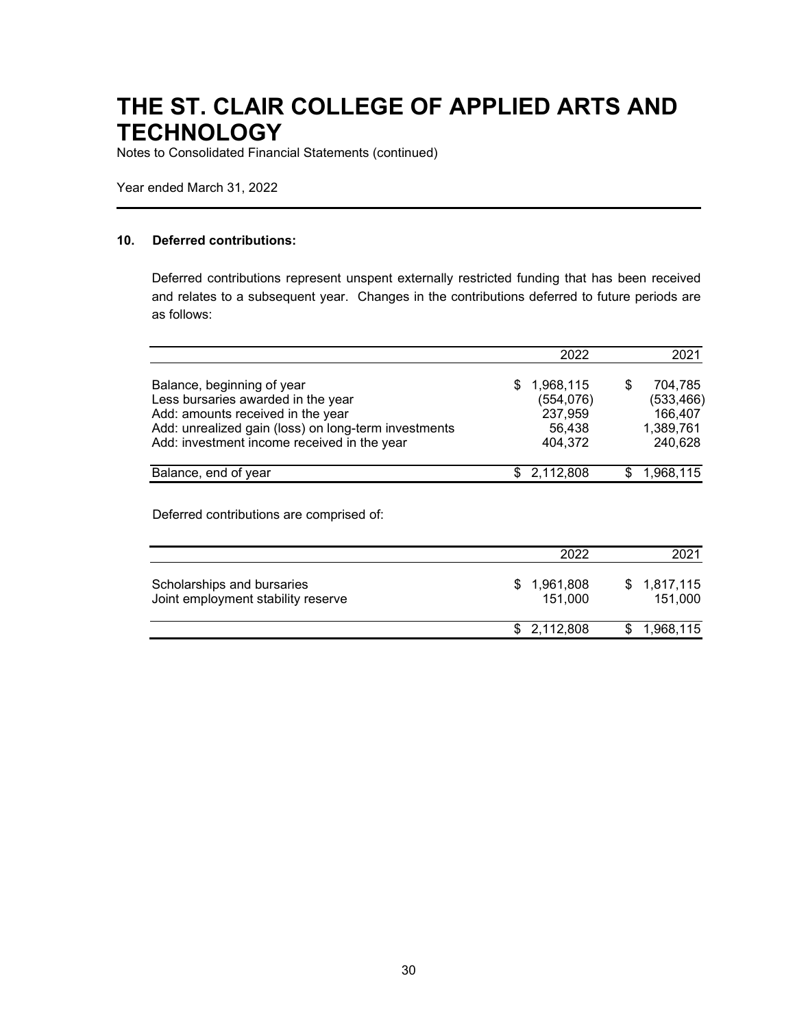# THE ST. CLAIR COLLEGE OF APPLIED ARTS AND TECHNOLOGY

Notes to Consolidated Financial Statements (continued)

Year ended March 31, 2022

### 10. Deferred contributions:

Deferred contributions represent unspent externally restricted funding that has been received and relates to a subsequent year. Changes in the contributions deferred to future periods are as follows:

| | 2022 | 2021 |
|---|---|---|
| Balance, beginning of year | $ 1,968,115 | $ 704,785 |
| Less bursaries awarded in the year | (554,076) | (533,466) |
| Add: amounts received in the year | 237,959 | 166,407 |
| Add: unrealized gain (loss) on long-term investments | 56,438 | 1,389,761 |
| Add: investment income received in the year | 404,372 | 240,628 |
| Balance, end of year | $ 2,112,808 | $ 1,968,115 |

Deferred contributions are comprised of:

| | 2022 | 2021 |
|---|---|---|
| Scholarships and bursaries | $ 1,961,808 | $ 1,817,115 |
| Joint employment stability reserve | 151,000 | 151,000 |
| | $ 2,112,808 | $ 1,968,115 |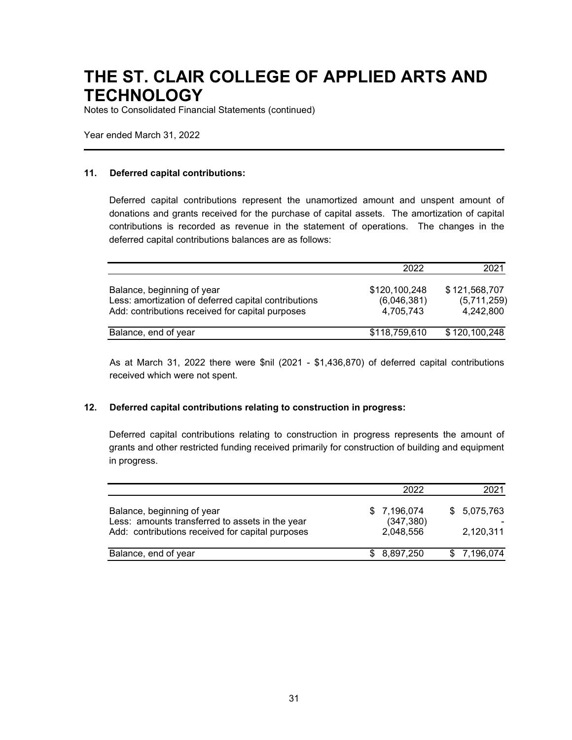# THE ST. CLAIR COLLEGE OF APPLIED ARTS AND TECHNOLOGY

Notes to Consolidated Financial Statements (continued)

Year ended March 31, 2022

### 11. Deferred capital contributions:

Deferred capital contributions represent the unamortized amount and unspent amount of donations and grants received for the purchase of capital assets. The amortization of capital contributions is recorded as revenue in the statement of operations. The changes in the deferred capital contributions balances are as follows:

| | 2022 | 2021 |
|---|---|---|
| Balance, beginning of year | $120,100,248 | $ 121,568,707 |
| Less: amortization of deferred capital contributions | (6,046,381) | (5,711,259) |
| Add: contributions received for capital purposes | 4,705,743 | 4,242,800 |
| Balance, end of year | $118,759,610 | $ 120,100,248 |

As at March 31, 2022 there were $nil (2021 - $1,436,870) of deferred capital contributions received which were not spent.

### 12. Deferred capital contributions relating to construction in progress:

Deferred capital contributions relating to construction in progress represents the amount of grants and other restricted funding received primarily for construction of building and equipment in progress.

| | 2022 | 2021 |
|---|---|---|
| Balance, beginning of year | $ 7,196,074 | $ 5,075,763 |
| Less: amounts transferred to assets in the year | (347,380) | - |
| Add: contributions received for capital purposes | 2,048,556 | 2,120,311 |
| Balance, end of year | $ 8,897,250 | $ 7,196,074 |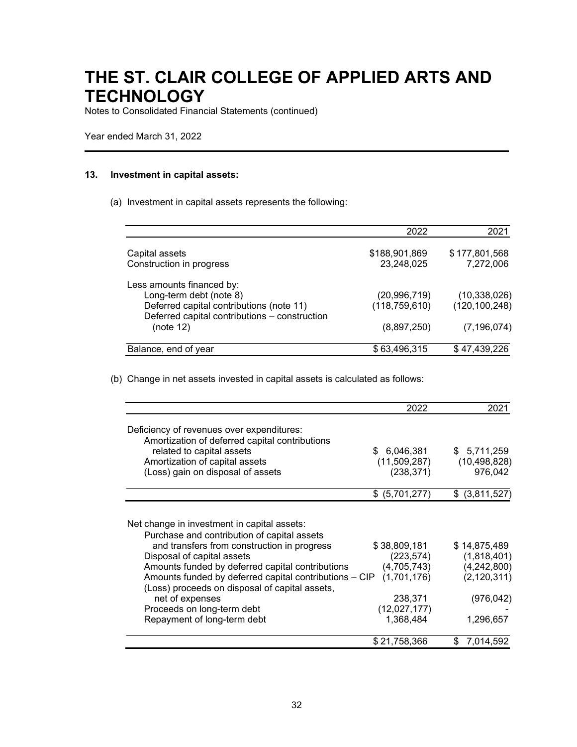# THE ST. CLAIR COLLEGE OF APPLIED ARTS AND TECHNOLOGY

Notes to Consolidated Financial Statements (continued)

Year ended March 31, 2022

### 13. Investment in capital assets:

(a) Investment in capital assets represents the following:

| | 2022 | 2021 |
|---|---|---|
| Capital assets | $188,901,869 | $ 177,801,568 |
| Construction in progress | 23,248,025 | 7,272,006 |
| Less amounts financed by: | | |
| Long-term debt (note 8) | (20,996,719) | (10,338,026) |
| Deferred capital contributions (note 11) | (118,759,610) | (120,100,248) |
| Deferred capital contributions – construction (note 12) | (8,897,250) | (7,196,074) |
| Balance, end of year | $ 63,496,315 | $ 47,439,226 |

(b) Change in net assets invested in capital assets is calculated as follows:

| | 2022 | 2021 |
|---|---|---|
| Deficiency of revenues over expenditures: | | |
| Amortization of deferred capital contributions related to capital assets | $ 6,046,381 | $ 5,711,259 |
| Amortization of capital assets | (11,509,287) | (10,498,828) |
| (Loss) gain on disposal of assets | (238,371) | 976,042 |
| | $ (5,701,277) | $ (3,811,527) |

| | 2022 | 2021 |
|---|---|---|
| Net change in investment in capital assets: | | |
| Purchase and contribution of capital assets and transfers from construction in progress | $ 38,809,181 | $ 14,875,489 |
| Disposal of capital assets | (223,574) | (1,818,401) |
| Amounts funded by deferred capital contributions | (4,705,743) | (4,242,800) |
| Amounts funded by deferred capital contributions – CIP | (1,701,176) | (2,120,311) |
| (Loss) proceeds on disposal of capital assets, net of expenses | 238,371 | (976,042) |
| Proceeds on long-term debt | (12,027,177) | - |
| Repayment of long-term debt | 1,368,484 | 1,296,657 |
| | $ 21,758,366 | $ 7,014,592 |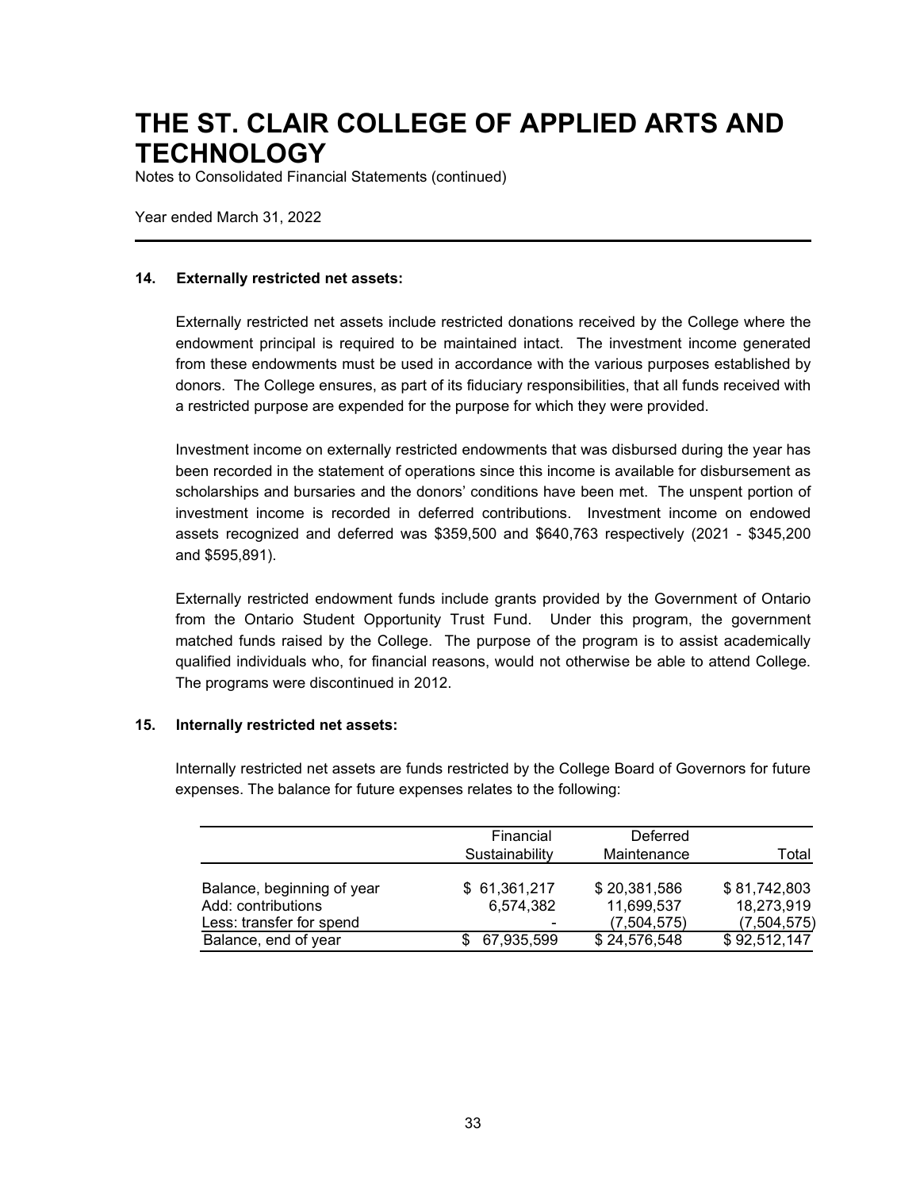# THE ST. CLAIR COLLEGE OF APPLIED ARTS AND TECHNOLOGY

Notes to Consolidated Financial Statements (continued)

Year ended March 31, 2022

---

**14. Externally restricted net assets:**

Externally restricted net assets include restricted donations received by the College where the endowment principal is required to be maintained intact. The investment income generated from these endowments must be used in accordance with the various purposes established by donors. The College ensures, as part of its fiduciary responsibilities, that all funds received with a restricted purpose are expended for the purpose for which they were provided.

Investment income on externally restricted endowments that was disbursed during the year has been recorded in the statement of operations since this income is available for disbursement as scholarships and bursaries and the donors' conditions have been met. The unspent portion of investment income is recorded in deferred contributions. Investment income on endowed assets recognized and deferred was $359,500 and $640,763 respectively (2021 - $345,200 and $595,891).

Externally restricted endowment funds include grants provided by the Government of Ontario from the Ontario Student Opportunity Trust Fund. Under this program, the government matched funds raised by the College. The purpose of the program is to assist academically qualified individuals who, for financial reasons, would not otherwise be able to attend College. The programs were discontinued in 2012.

**15. Internally restricted net assets:**

Internally restricted net assets are funds restricted by the College Board of Governors for future expenses. The balance for future expenses relates to the following:

| | Financial Sustainability | Deferred Maintenance | Total |
|---|---|---|---|
| Balance, beginning of year | $ 61,361,217 | $ 20,381,586 | $ 81,742,803 |
| Add: contributions | 6,574,382 | 11,699,537 | 18,273,919 |
| Less: transfer for spend | - | (7,504,575) | (7,504,575) |
| Balance, end of year | $ 67,935,599 | $ 24,576,548 | $ 92,512,147 |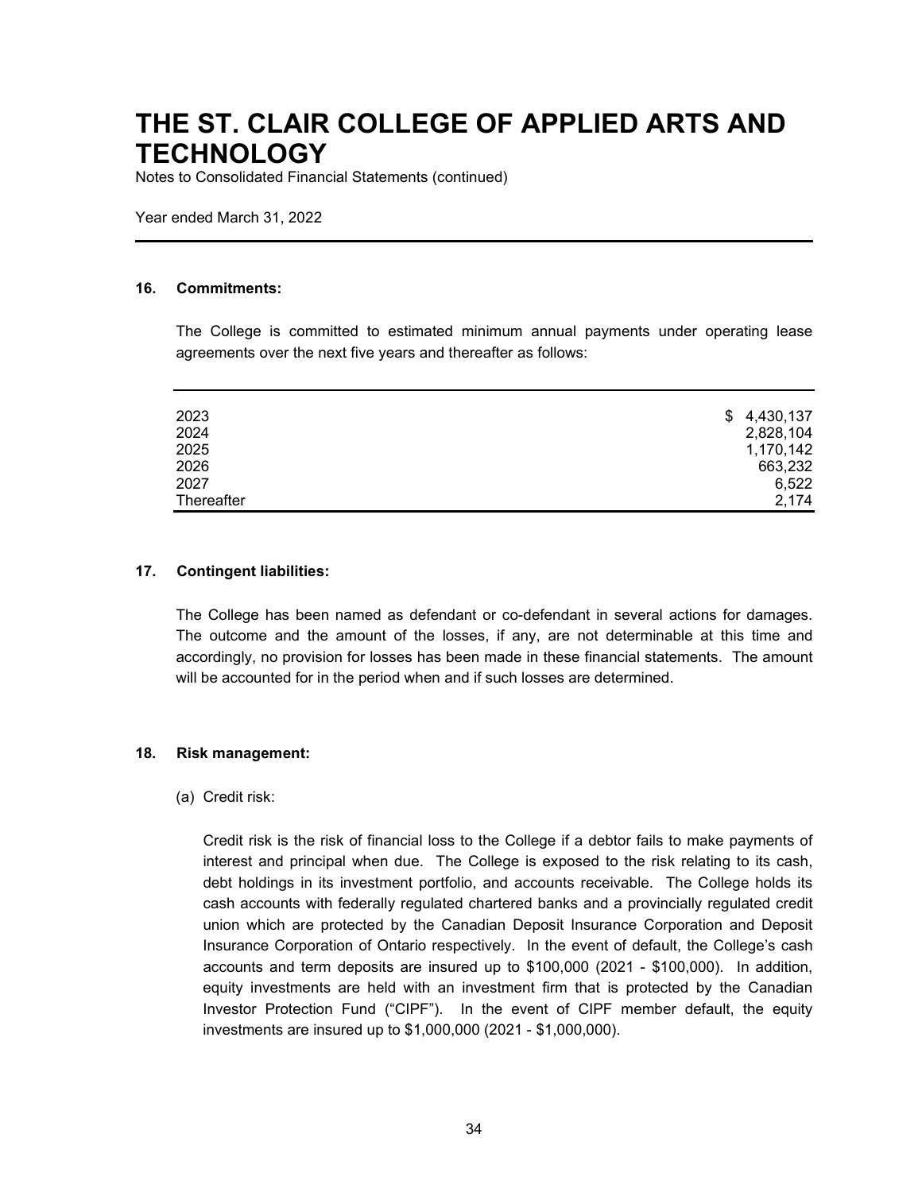# THE ST. CLAIR COLLEGE OF APPLIED ARTS AND TECHNOLOGY

Notes to Consolidated Financial Statements (continued)

Year ended March 31, 2022

**16. Commitments:**

The College is committed to estimated minimum annual payments under operating lease agreements over the next five years and thereafter as follows:

| | |
|---|---|
| 2023 | $ 4,430,137 |
| 2024 | 2,828,104 |
| 2025 | 1,170,142 |
| 2026 | 663,232 |
| 2027 | 6,522 |
| Thereafter | 2,174 |

**17. Contingent liabilities:**

The College has been named as defendant or co-defendant in several actions for damages. The outcome and the amount of the losses, if any, are not determinable at this time and accordingly, no provision for losses has been made in these financial statements. The amount will be accounted for in the period when and if such losses are determined.

**18. Risk management:**

(a) Credit risk:

Credit risk is the risk of financial loss to the College if a debtor fails to make payments of interest and principal when due. The College is exposed to the risk relating to its cash, debt holdings in its investment portfolio, and accounts receivable. The College holds its cash accounts with federally regulated chartered banks and a provincially regulated credit union which are protected by the Canadian Deposit Insurance Corporation and Deposit Insurance Corporation of Ontario respectively. In the event of default, the College's cash accounts and term deposits are insured up to $100,000 (2021 - $100,000). In addition, equity investments are held with an investment firm that is protected by the Canadian Investor Protection Fund ("CIPF"). In the event of CIPF member default, the equity investments are insured up to $1,000,000 (2021 - $1,000,000).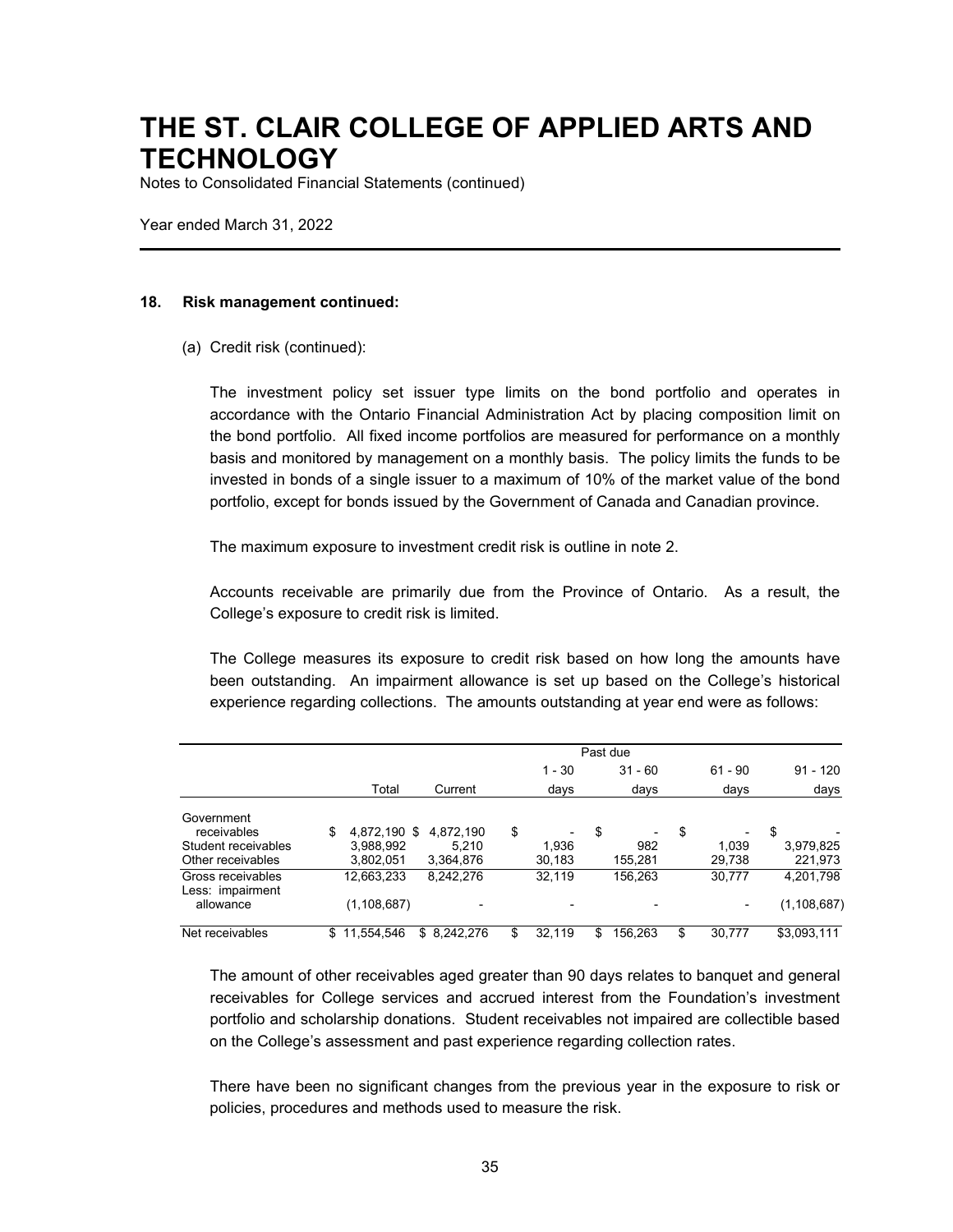# THE ST. CLAIR COLLEGE OF APPLIED ARTS AND TECHNOLOGY

Notes to Consolidated Financial Statements (continued)

Year ended March 31, 2022

**18. Risk management continued:**

(a) Credit risk (continued):

The investment policy set issuer type limits on the bond portfolio and operates in accordance with the Ontario Financial Administration Act by placing composition limit on the bond portfolio. All fixed income portfolios are measured for performance on a monthly basis and monitored by management on a monthly basis. The policy limits the funds to be invested in bonds of a single issuer to a maximum of 10% of the market value of the bond portfolio, except for bonds issued by the Government of Canada and Canadian province.

The maximum exposure to investment credit risk is outline in note 2.

Accounts receivable are primarily due from the Province of Ontario. As a result, the College's exposure to credit risk is limited.

The College measures its exposure to credit risk based on how long the amounts have been outstanding. An impairment allowance is set up based on the College's historical experience regarding collections. The amounts outstanding at year end were as follows:

| | | | Past due | | | |
|---|---|---|---|---|---|---|
| | Total | Current | 1 - 30 days | 31 - 60 days | 61 - 90 days | 91 - 120 days |
| Government receivables | $ 4,872,190 | $ 4,872,190 | $ - | $ - | $ - | $ - |
| Student receivables | 3,988,992 | 5,210 | 1,936 | 982 | 1,039 | 3,979,825 |
| Other receivables | 3,802,051 | 3,364,876 | 30,183 | 155,281 | 29,738 | 221,973 |
| Gross receivables | 12,663,233 | 8,242,276 | 32,119 | 156,263 | 30,777 | 4,201,798 |
| Less: impairment allowance | (1,108,687) | - | - | - | - | (1,108,687) |
| Net receivables | $ 11,554,546 | $ 8,242,276 | $ 32,119 | $ 156,263 | $ 30,777 | $3,093,111 |

The amount of other receivables aged greater than 90 days relates to banquet and general receivables for College services and accrued interest from the Foundation's investment portfolio and scholarship donations. Student receivables not impaired are collectible based on the College's assessment and past experience regarding collection rates.

There have been no significant changes from the previous year in the exposure to risk or policies, procedures and methods used to measure the risk.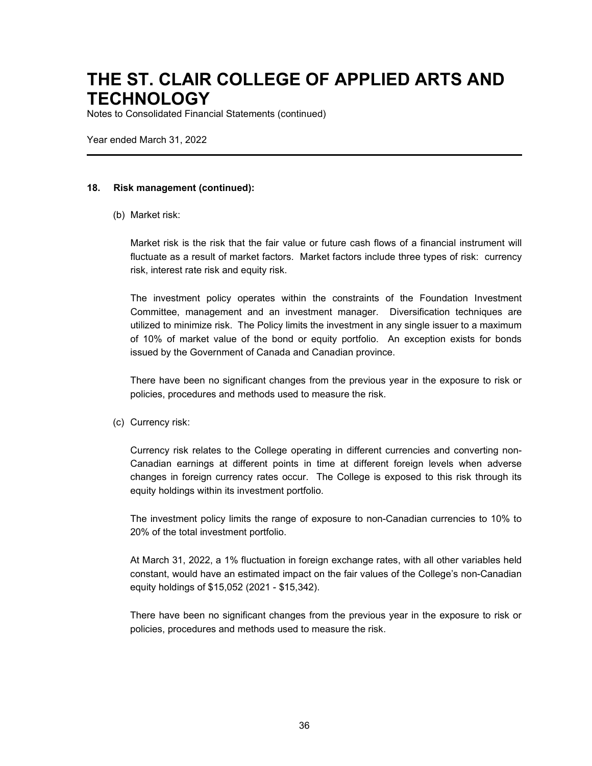#### 18. Risk management (continued):

(b) Market risk:

Market risk is the risk that the fair value or future cash flows of a financial instrument will fluctuate as a result of market factors. Market factors include three types of risk: currency risk, interest rate risk and equity risk.

The investment policy operates within the constraints of the Foundation Investment Committee, management and an investment manager. Diversification techniques are utilized to minimize risk. The Policy limits the investment in any single issuer to a maximum of 10% of market value of the bond or equity portfolio. An exception exists for bonds issued by the Government of Canada and Canadian province.

There have been no significant changes from the previous year in the exposure to risk or policies, procedures and methods used to measure the risk.

(c) Currency risk:

Currency risk relates to the College operating in different currencies and converting non-Canadian earnings at different points in time at different foreign levels when adverse changes in foreign currency rates occur. The College is exposed to this risk through its equity holdings within its investment portfolio.

The investment policy limits the range of exposure to non-Canadian currencies to 10% to 20% of the total investment portfolio.

At March 31, 2022, a 1% fluctuation in foreign exchange rates, with all other variables held constant, would have an estimated impact on the fair values of the College's non-Canadian equity holdings of $15,052 (2021 - $15,342).

There have been no significant changes from the previous year in the exposure to risk or policies, procedures and methods used to measure the risk.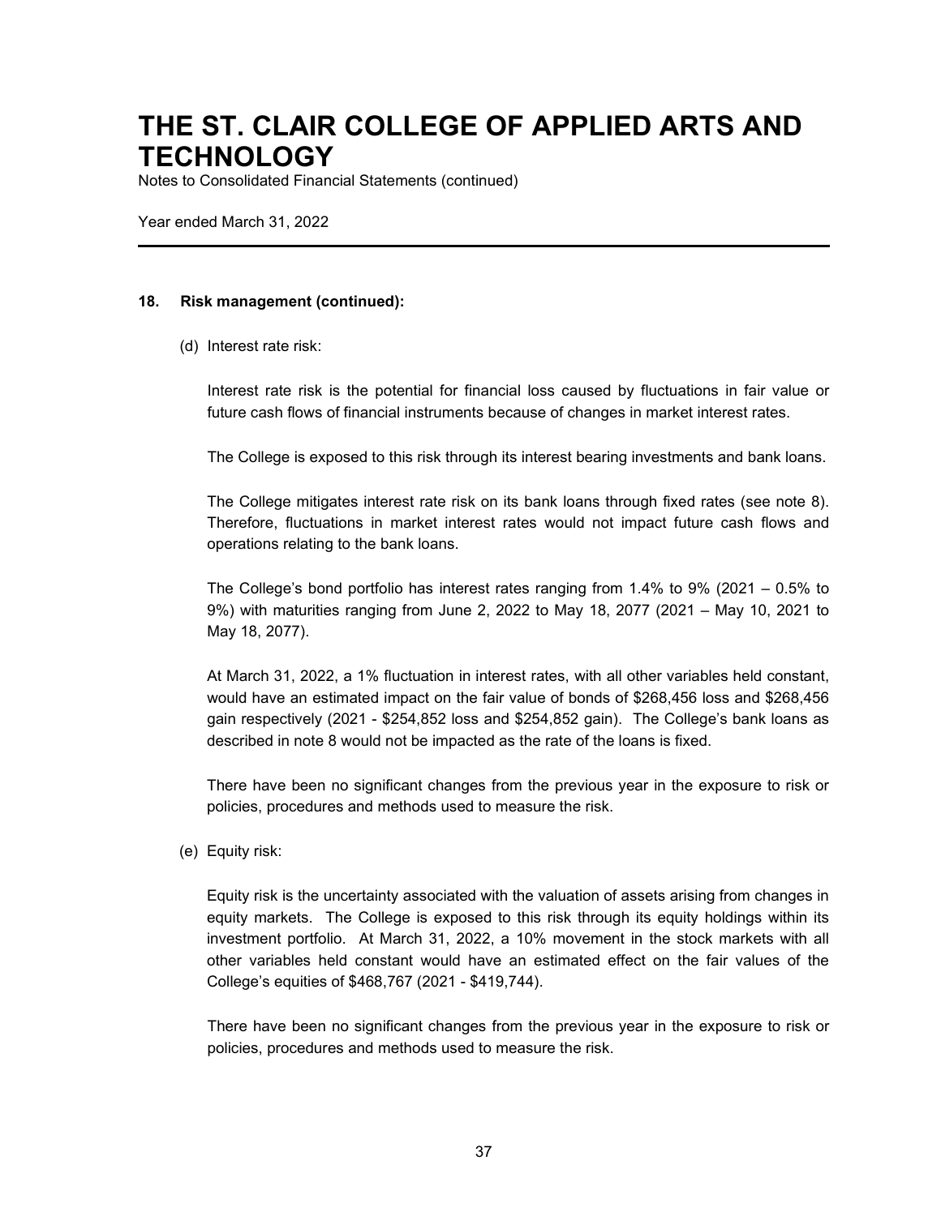# THE ST. CLAIR COLLEGE OF APPLIED ARTS AND TECHNOLOGY

Notes to Consolidated Financial Statements (continued)

Year ended March 31, 2022

---

**18. Risk management (continued):**

(d) Interest rate risk:

Interest rate risk is the potential for financial loss caused by fluctuations in fair value or future cash flows of financial instruments because of changes in market interest rates.

The College is exposed to this risk through its interest bearing investments and bank loans.

The College mitigates interest rate risk on its bank loans through fixed rates (see note 8). Therefore, fluctuations in market interest rates would not impact future cash flows and operations relating to the bank loans.

The College's bond portfolio has interest rates ranging from 1.4% to 9% (2021 – 0.5% to 9%) with maturities ranging from June 2, 2022 to May 18, 2077 (2021 – May 10, 2021 to May 18, 2077).

At March 31, 2022, a 1% fluctuation in interest rates, with all other variables held constant, would have an estimated impact on the fair value of bonds of $268,456 loss and $268,456 gain respectively (2021 - $254,852 loss and $254,852 gain). The College's bank loans as described in note 8 would not be impacted as the rate of the loans is fixed.

There have been no significant changes from the previous year in the exposure to risk or policies, procedures and methods used to measure the risk.

(e) Equity risk:

Equity risk is the uncertainty associated with the valuation of assets arising from changes in equity markets. The College is exposed to this risk through its equity holdings within its investment portfolio. At March 31, 2022, a 10% movement in the stock markets with all other variables held constant would have an estimated effect on the fair values of the College's equities of $468,767 (2021 - $419,744).

There have been no significant changes from the previous year in the exposure to risk or policies, procedures and methods used to measure the risk.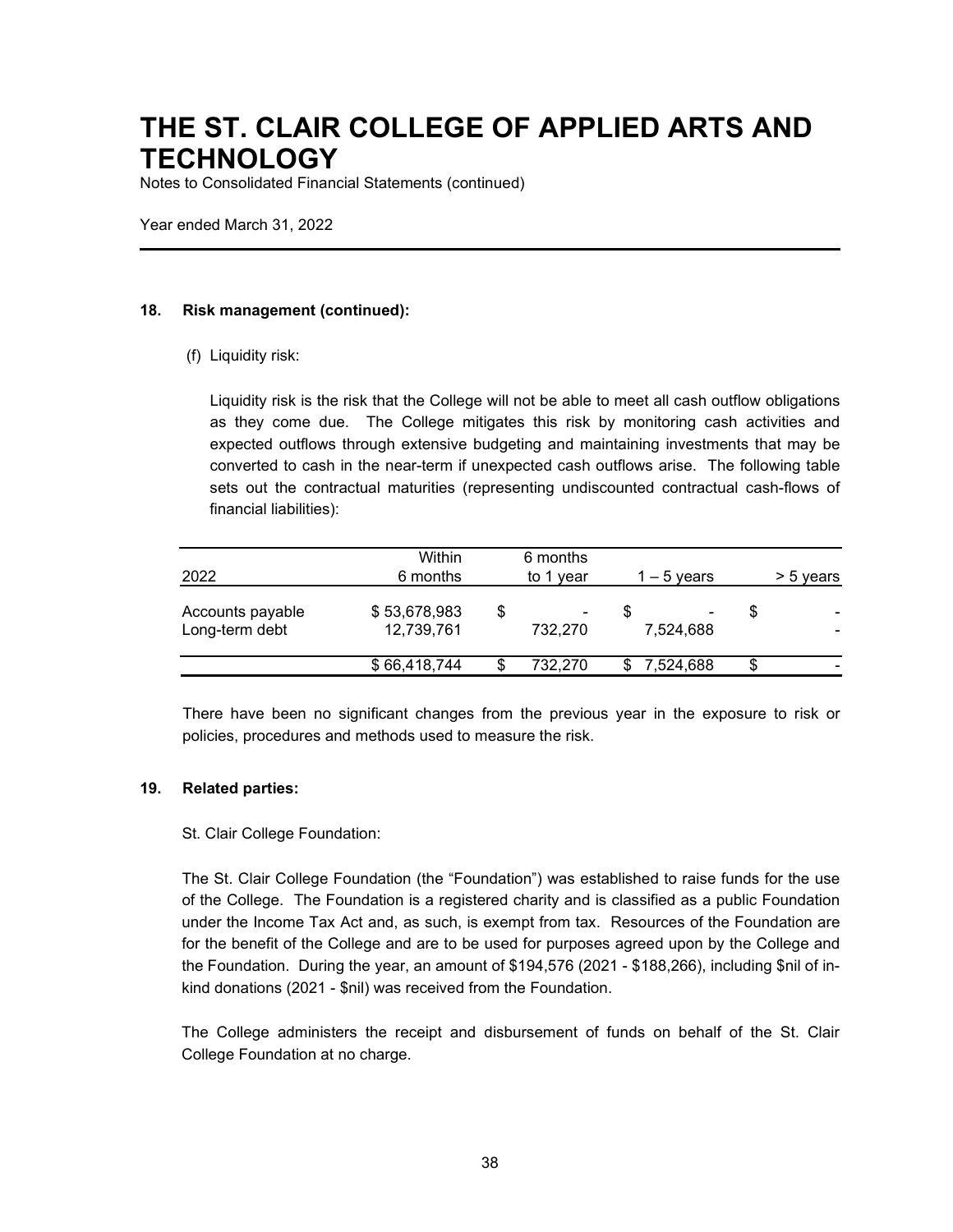# THE ST. CLAIR COLLEGE OF APPLIED ARTS AND TECHNOLOGY

Notes to Consolidated Financial Statements (continued)

Year ended March 31, 2022

**18. Risk management (continued):**

(f) Liquidity risk:

Liquidity risk is the risk that the College will not be able to meet all cash outflow obligations as they come due. The College mitigates this risk by monitoring cash activities and expected outflows through extensive budgeting and maintaining investments that may be converted to cash in the near-term if unexpected cash outflows arise. The following table sets out the contractual maturities (representing undiscounted contractual cash-flows of financial liabilities):

| 2022 | Within 6 months | 6 months to 1 year | 1 – 5 years | > 5 years |
|---|---|---|---|---|
| Accounts payable | $ 53,678,983 | $ - | $ - | $ - |
| Long-term debt | 12,739,761 | 732,270 | 7,524,688 | - |
| | $ 66,418,744 | $ 732,270 | $ 7,524,688 | $ - |

There have been no significant changes from the previous year in the exposure to risk or policies, procedures and methods used to measure the risk.

**19. Related parties:**

St. Clair College Foundation:

The St. Clair College Foundation (the "Foundation") was established to raise funds for the use of the College. The Foundation is a registered charity and is classified as a public Foundation under the Income Tax Act and, as such, is exempt from tax. Resources of the Foundation are for the benefit of the College and are to be used for purposes agreed upon by the College and the Foundation. During the year, an amount of $194,576 (2021 - $188,266), including $nil of in-kind donations (2021 - $nil) was received from the Foundation.

The College administers the receipt and disbursement of funds on behalf of the St. Clair College Foundation at no charge.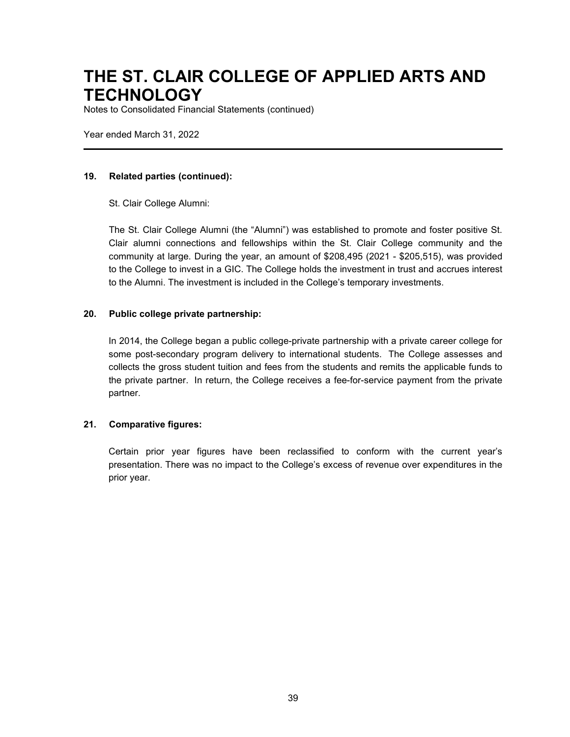# THE ST. CLAIR COLLEGE OF APPLIED ARTS AND TECHNOLOGY

Notes to Consolidated Financial Statements (continued)

Year ended March 31, 2022

## 19. Related parties (continued):

St. Clair College Alumni:

The St. Clair College Alumni (the "Alumni") was established to promote and foster positive St. Clair alumni connections and fellowships within the St. Clair College community and the community at large. During the year, an amount of $208,495 (2021 - $205,515), was provided to the College to invest in a GIC. The College holds the investment in trust and accrues interest to the Alumni. The investment is included in the College's temporary investments.

## 20. Public college private partnership:

In 2014, the College began a public college-private partnership with a private career college for some post-secondary program delivery to international students. The College assesses and collects the gross student tuition and fees from the students and remits the applicable funds to the private partner. In return, the College receives a fee-for-service payment from the private partner.

## 21. Comparative figures:

Certain prior year figures have been reclassified to conform with the current year's presentation. There was no impact to the College's excess of revenue over expenditures in the prior year.